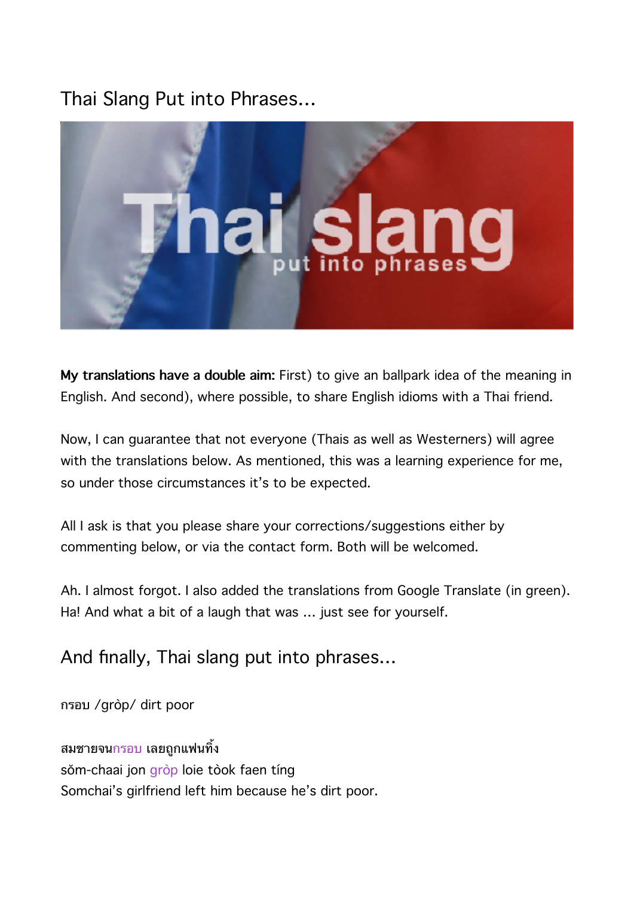# Thai Slang Put into Phrases...

**My translations have a double aim:** First) to give an ballpark idea of the meaning in English. And second), where possible, to share English idioms with a Thai friend.

Now, I can guarantee that not everyone (Thais as well as Westerners) will agree with the translations below. As mentioned, this was a learning experience for me, so under those circumstances it's to be expected.

All I ask is that you please share your corrections/suggestions either by commenting below, or via the contact form. Both will be welcomed.

Ah. I almost forgot. I also added the translations from Google Translate (in green). Ha! And what a bit of a laugh that was ... just see for yourself.

## And finally, Thai slang put into phrases...

กรอบ /gròp/ dirt poor

สมชายจนกรอบ เลยถูกแฟนทิ้ง
sŏm-chaai jon gròp loie tòok faen tíng
Somchai's girlfriend left him because he's dirt poor.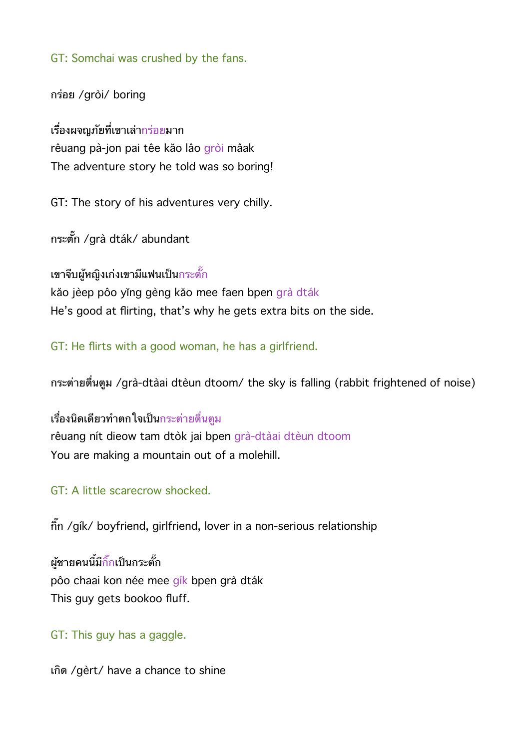GT: Somchai was crushed by the fans.

กร่อย /gròi/ boring

เรื่องผจญภัยที่เขาเล่ากร่อยมาก
rêuang pà-jon pai têe kăo lâo gròi mâak
The adventure story he told was so boring!

GT: The story of his adventures very chilly.

กระตั๊ก /grà dták/ abundant

เขาจีบผู้หญิงเก่งเขามีแฟนเป็นกระตั๊ก
kăo jèep pôo yĭng gèng kăo mee faen bpen grà dták
He's good at flirting, that's why he gets extra bits on the side.

GT: He flirts with a good woman, he has a girlfriend.

กระต่ายตื่นตูม /grà-dtàai dtèun dtoom/ the sky is falling (rabbit frightened of noise)

เรื่องนิดเดียวทำตกใจเป็นกระต่ายตื่นตูม
rêuang nít dieow tam dtòk jai bpen grà-dtàai dtèun dtoom
You are making a mountain out of a molehill.

GT: A little scarecrow shocked.

กิ๊ก /gík/ boyfriend, girlfriend, lover in a non-serious relationship

ผู้ชายคนนี้มีกิ๊กเป็นกระตั๊ก
pôo chaai kon née mee gík bpen grà dták
This guy gets bookoo fluff.

GT: This guy has a gaggle.

เกิด /gèrt/ have a chance to shine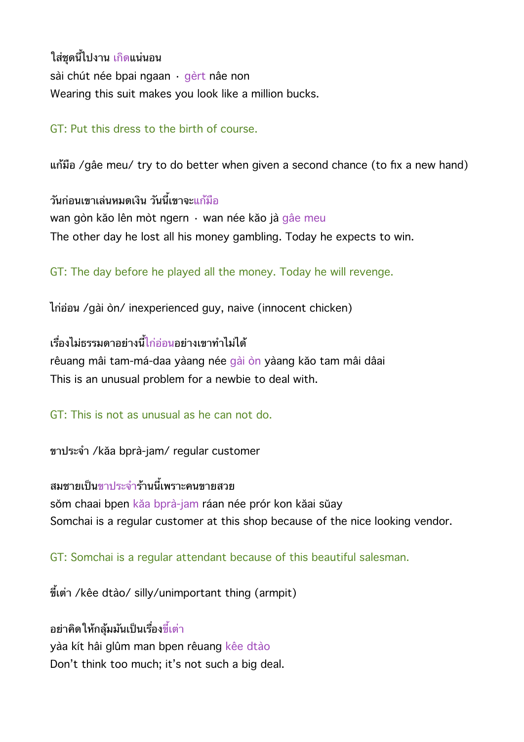ใส่ชุดนี้ไปงาน เกิดแน่นอน
sài chút née bpai ngaan · gèrt nâe non
Wearing this suit makes you look like a million bucks.

GT: Put this dress to the birth of course.

แก้มือ /gâe meu/ try to do better when given a second chance (to fix a new hand)

วันก่อนเขาเล่นหมดเงิน วันนี้เขาจะแก้มือ
wan gòn kăo lên mòt ngern · wan née kăo jà gâe meu
The other day he lost all his money gambling. Today he expects to win.

GT: The day before he played all the money. Today he will revenge.

ไก่อ่อน /gài òn/ inexperienced guy, naive (innocent chicken)

เรื่องไม่ธรรมดาอย่างนี้ไก่อ่อนอย่างเขาทำไม่ได้
rêuang mâi tam-má-daa yàang née gài òn yàang kăo tam mâi dâai
This is an unusual problem for a newbie to deal with.

GT: This is not as unusual as he can not do.

ขาประจำ /kăa bprà-jam/ regular customer

สมชายเป็นขาประจำร้านนี้เพราะคนขายสวย
sŏm chaai bpen kăa bprà-jam ráan née prór kon kăai sŭay
Somchai is a regular customer at this shop because of the nice looking vendor.

GT: Somchai is a regular attendant because of this beautiful salesman.

ขี้เต่า /kêe dtào/ silly/unimportant thing (armpit)

อย่าคิดให้กลุ้มมันเป็นเรื่องขี้เต่า
yàa kít hâi glûm man bpen rêuang kêe dtào
Don't think too much; it's not such a big deal.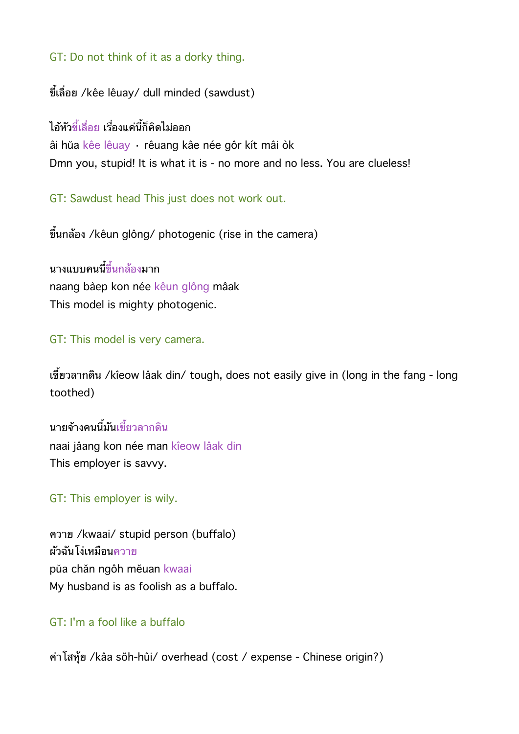GT: Do not think of it as a dorky thing.

ขี้เลื่อย /kêe lêuay/ dull minded (sawdust)

ไอ้หัวขี้เลื่อย เรื่องแค่นี้ก็คิดไม่ออก
âi hŭa kêe lêuay · rêuang kâe née gôr kít mâi òk
Dmn you, stupid! It is what it is - no more and no less. You are clueless!

GT: Sawdust head This just does not work out.

ขึ้นกล้อง /kêun glông/ photogenic (rise in the camera)

นางแบบคนนี้ขึ้นกล้องมาก
naang bàep kon née kêun glông mâak
This model is mighty photogenic.

GT: This model is very camera.

เขี้ยวลากดิน /kîeow lâak din/ tough, does not easily give in (long in the fang - long toothed)

นายจ้างคนนี้มันเขี้ยวลากดิน
naai jâang kon née man kîeow lâak din
This employer is savvy.

GT: This employer is wily.

ควาย /kwaai/ stupid person (buffalo)
ผัวฉันโง่เหมือนควาย
pŭa chăn ngôh mĕuan kwaai
My husband is as foolish as a buffalo.

GT: I'm a fool like a buffalo

ค่าโสหุ้ย /kâa sŏh-hûi/ overhead (cost / expense - Chinese origin?)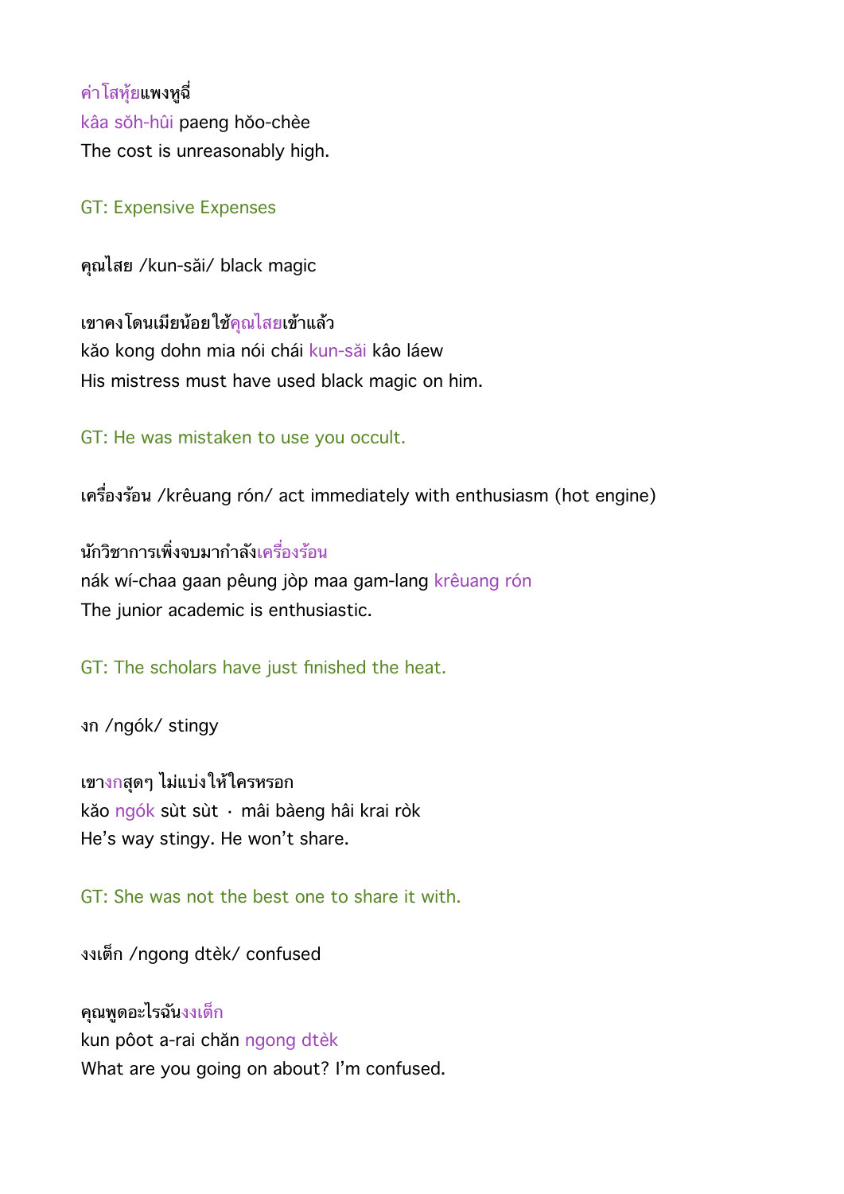ค่าโสหุ้ยแพงหูฉี่
kâa sŏh-hûi paeng hŏo-chèe
The cost is unreasonably high.

GT: Expensive Expenses

คุณไสย /kun-săi/ black magic

เขาคงโดนเมียน้อยใช้คุณไสยเข้าแล้ว
kăo kong dohn mia nói chái kun-săi kâo láew
His mistress must have used black magic on him.

GT: He was mistaken to use you occult.

เครื่องร้อน /krêuang rón/ act immediately with enthusiasm (hot engine)

นักวิชาการเพิ่งจบมากำลังเครื่องร้อน
nák wí-chaa gaan pêung jòp maa gam-lang krêuang rón
The junior academic is enthusiastic.

GT: The scholars have just finished the heat.

งก /ngók/ stingy

เขางกสุดๆ ไม่แบ่งให้ใครหรอก
kăo ngók sùt sùt · mâi bàeng hâi krai ròk
He's way stingy. He won't share.

GT: She was not the best one to share it with.

งงเต็ก /ngong dtèk/ confused

คุณพูดอะไรฉันงงเต็ก
kun pôot a-rai chăn ngong dtèk
What are you going on about? I'm confused.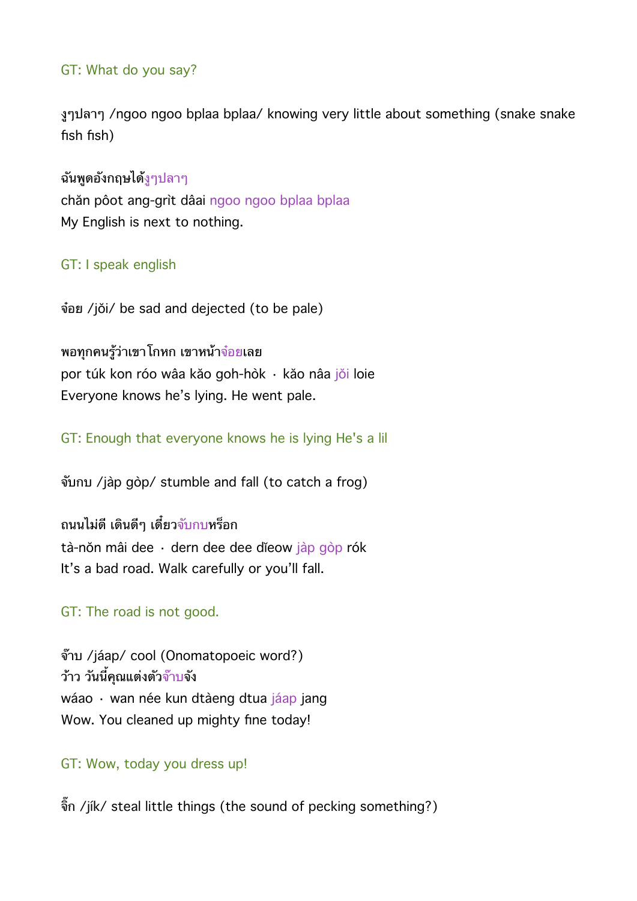GT: What do you say?

งูๆปลาๆ /ngoo ngoo bplaa bplaa/ knowing very little about something (snake snake fish fish)

ฉันพูดอังกฤษได้งูๆปลาๆ
chăn pôot ang-grìt dâai ngoo ngoo bplaa bplaa
My English is next to nothing.

GT: I speak english

จ๋อย /jŏi/ be sad and dejected (to be pale)

พอทุกคนรู้ว่าเขาโกหก เขาหน้าจ๋อยเลย
por túk kon róo wâa kăo goh-hòk · kăo nâa jŏi loie
Everyone knows he's lying. He went pale.

GT: Enough that everyone knows he is lying He's a lil

จับกบ /jàp gòp/ stumble and fall (to catch a frog)

ถนนไม่ดี เดินดีๆ เดี๋ยวจับกบหร็อก
tà-nŏn mâi dee · dern dee dee dĭeow jàp gòp rók
It's a bad road. Walk carefully or you'll fall.

GT: The road is not good.

จ๊าบ /jáap/ cool (Onomatopoeic word?)
ว้าว วันนี้คุณแต่งตัวจ๊าบจัง
wáao · wan née kun dtàeng dtua jáap jang
Wow. You cleaned up mighty fine today!

GT: Wow, today you dress up!

จิ๊ก /jík/ steal little things (the sound of pecking something?)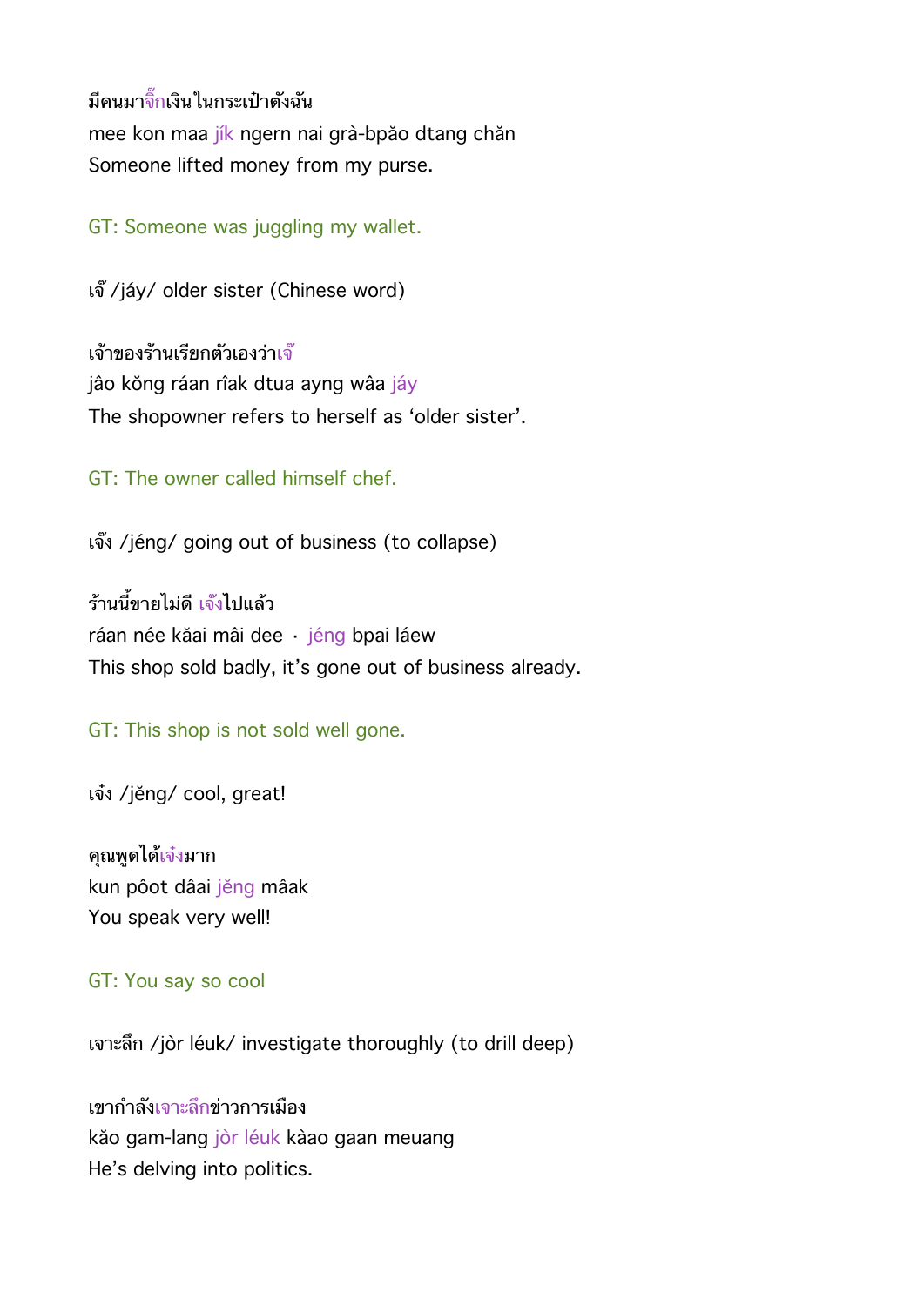มีคนมาจิ๊กเงินในกระเป๋าตังฉัน
mee kon maa jík ngern nai grà-bpăo dtang chăn
Someone lifted money from my purse.

GT: Someone was juggling my wallet.

เจ๊ /jáy/ older sister (Chinese word)

เจ้าของร้านเรียกตัวเองว่าเจ๊
jâo kŏng ráan rîak dtua ayng wâa jáy
The shopowner refers to herself as 'older sister'.

GT: The owner called himself chef.

เจ๊ง /jéng/ going out of business (to collapse)

ร้านนี้ขายไม่ดี เจ๊งไปแล้ว
ráan née kăai mâi dee · jéng bpai láew
This shop sold badly, it's gone out of business already.

GT: This shop is not sold well gone.

เจ๋ง /jĕng/ cool, great!

คุณพูดได้เจ๋งมาก
kun pôot dâai jĕng mâak
You speak very well!

GT: You say so cool

เจาะลึก /jòr léuk/ investigate thoroughly (to drill deep)

เขากำลังเจาะลึกข่าวการเมือง
kăo gam-lang jòr léuk kàao gaan meuang
He's delving into politics.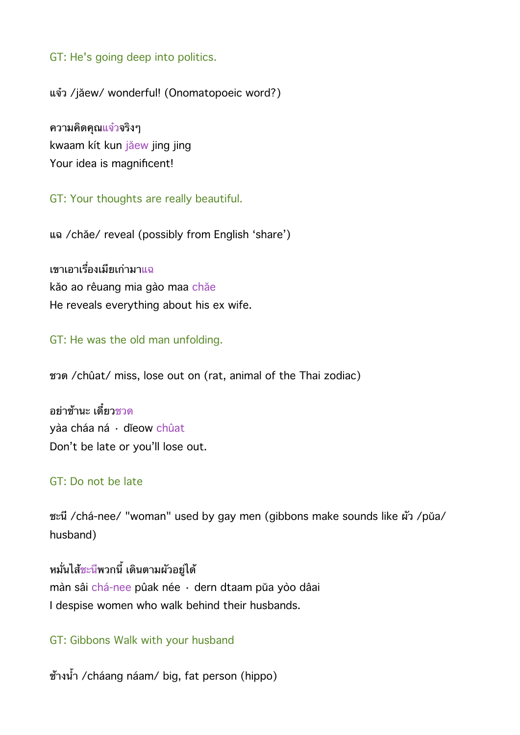GT: He's going deep into politics.

แจ๋ว /jǎew/ wonderful! (Onomatopoeic word?)

ความคิดคุณแจ๋วจริงๆ
kwaam kít kun jǎew jing jing
Your idea is magnificent!

GT: Your thoughts are really beautiful.

แฉ /chǎe/ reveal (possibly from English 'share')

เขาเอาเรื่องเมียเก่ามาแฉ
kǎo ao rêuang mia gào maa chǎe
He reveals everything about his ex wife.

GT: He was the old man unfolding.

ชวด /chûat/ miss, lose out on (rat, animal of the Thai zodiac)

อย่าช้านะ เดี๋ยวชวด
yàa cháa ná · dǐeow chûat
Don't be late or you'll lose out.

GT: Do not be late

ชะนี /chá-nee/ "woman" used by gay men (gibbons make sounds like ผัว /pǔa/ husband)

หมั่นไส้ชะนีพวกนี้ เดินตามผัวอยู่ได้
màn sâi chá-nee pûak née · dern dtaam pǔa yòo dâai
I despise women who walk behind their husbands.

GT: Gibbons Walk with your husband

ช้างน้ำ /cháang náam/ big, fat person (hippo)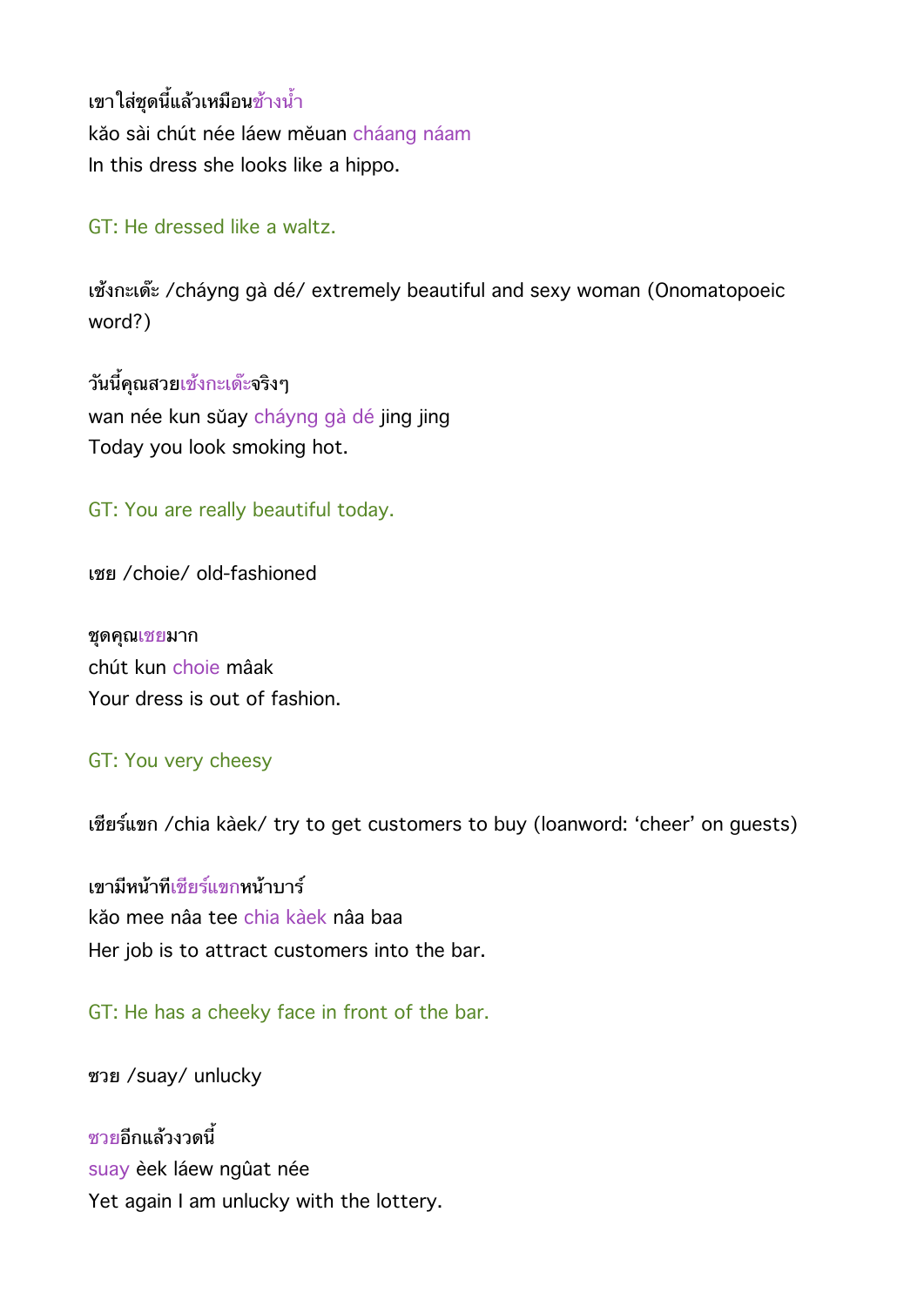เขาใส่ชุดนี้แล้วเหมือนช้างน้ำ
kăo sài chút née láew mĕuan cháang náam
In this dress she looks like a hippo.

GT: He dressed like a waltz.

เช้งกะเด๊ะ /cháyng gà dé/ extremely beautiful and sexy woman (Onomatopoeic word?)

วันนี้คุณสวยเช้งกะเด๊ะจริงๆ
wan née kun sŭay cháyng gà dé jing jing
Today you look smoking hot.

GT: You are really beautiful today.

เชย /choie/ old-fashioned

ชุดคุณเชยมาก
chút kun choie mâak
Your dress is out of fashion.

GT: You very cheesy

เชียร์แขก /chia kàek/ try to get customers to buy (loanword: 'cheer' on guests)

เขามีหน้าที่เชียร์แขกหน้าบาร์
kăo mee nâa tee chia kàek nâa baa
Her job is to attract customers into the bar.

GT: He has a cheeky face in front of the bar.

ซวย /suay/ unlucky

ซวยอีกแล้วงวดนี้
suay èek láew ngûat née
Yet again I am unlucky with the lottery.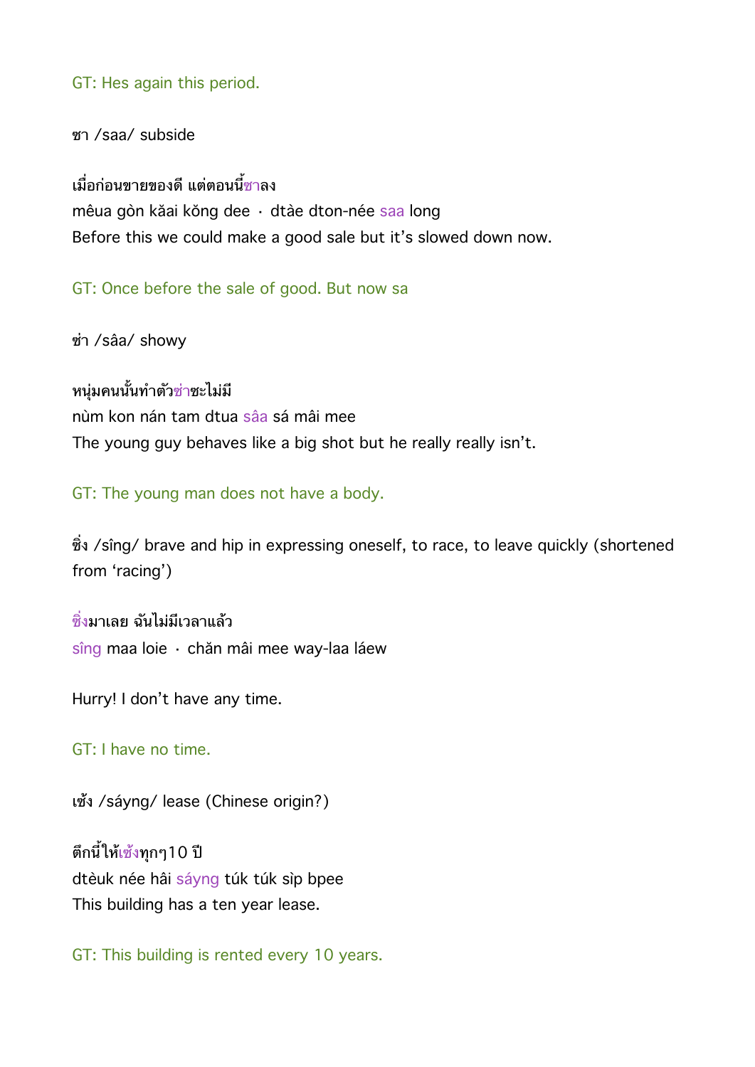GT: Hes again this period.

ซา /saa/ subside

เมื่อก่อนขายของดี แต่ตอนนี้ซาลง
mêua gòn kăai kŏng dee · dtàe dton-née saa long
Before this we could make a good sale but it’s slowed down now.

GT: Once before the sale of good. But now sa

ซ่า /sâa/ showy

หนุ่มคนนั้นทำตัวซ่าซะไม่มี
nùm kon nán tam dtua sâa sá mâi mee
The young guy behaves like a big shot but he really really isn’t.

GT: The young man does not have a body.

ซิ่ง /sîng/ brave and hip in expressing oneself, to race, to leave quickly (shortened from ‘racing’)

ซิ่งมาเลย ฉันไม่มีเวลาแล้ว
sîng maa loie · chăn mâi mee way-laa láew

Hurry! I don’t have any time.

GT: I have no time.

เซ้ง /sáyng/ lease (Chinese origin?)

ตึกนี้ให้เซ้งทุกๆ10 ปี
dtèuk née hâi sáyng túk túk sìp bpee
This building has a ten year lease.

GT: This building is rented every 10 years.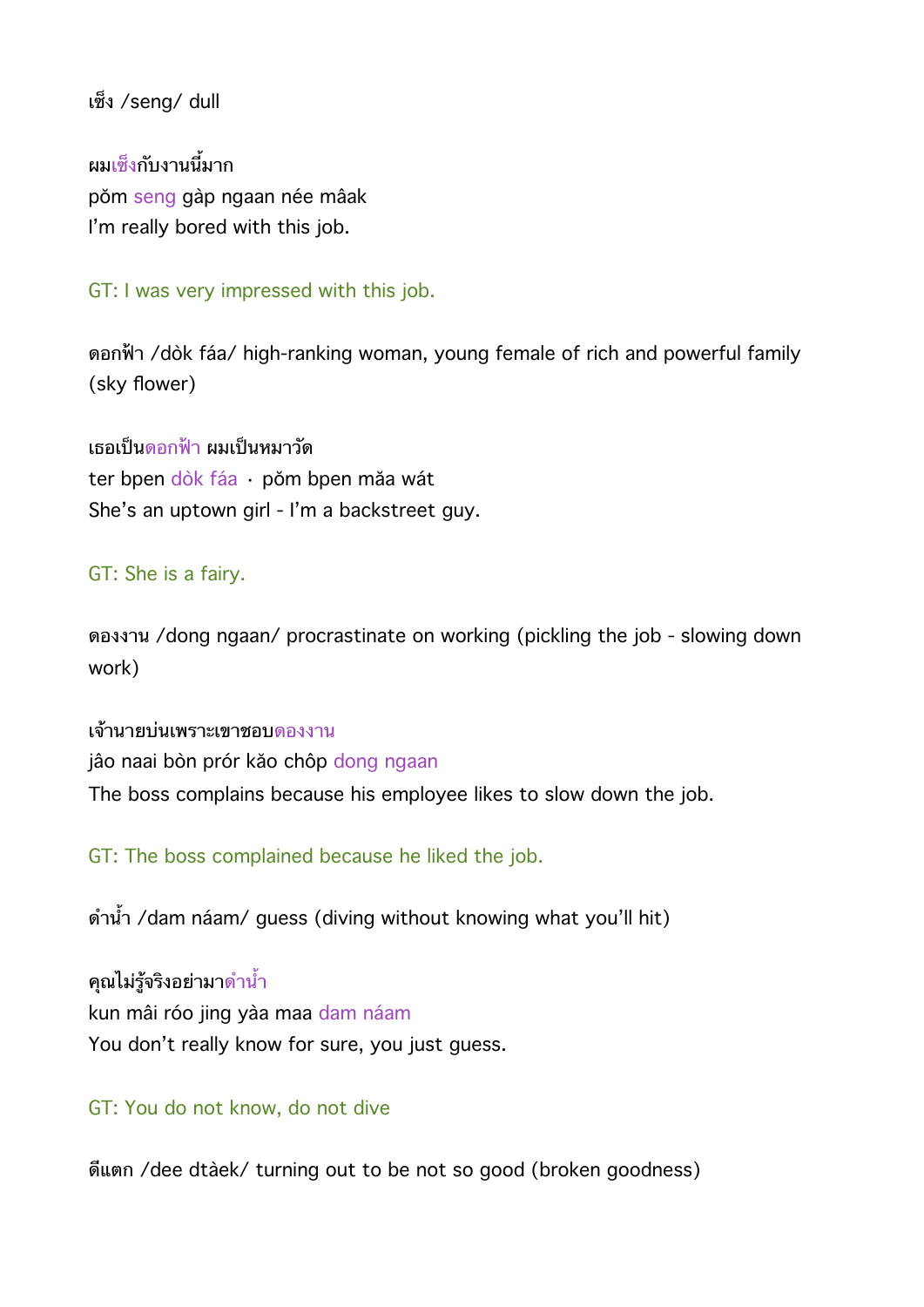เซ็ง /seng/ dull

ผมเซ็งกับงานนี้มาก
pŏm seng gàp ngaan née mâak
I'm really bored with this job.

GT: I was very impressed with this job.

ดอกฟ้า /dòk fáa/ high-ranking woman, young female of rich and powerful family (sky flower)

เธอเป็นดอกฟ้า ผมเป็นหมาวัด
ter bpen dòk fáa · pŏm bpen mǎa wát
She's an uptown girl - I'm a backstreet guy.

GT: She is a fairy.

ดองงาน /dong ngaan/ procrastinate on working (pickling the job - slowing down work)

เจ้านายบ่นเพราะเขาชอบดองงาน
jâo naai bòn prór kǎo chôp dong ngaan
The boss complains because his employee likes to slow down the job.

GT: The boss complained because he liked the job.

ดำน้ำ /dam náam/ guess (diving without knowing what you'll hit)

คุณไม่รู้จริงอย่ามาดำน้ำ
kun mâi róo jing yàa maa dam náam
You don't really know for sure, you just guess.

GT: You do not know, do not dive

ดีแตก /dee dtàek/ turning out to be not so good (broken goodness)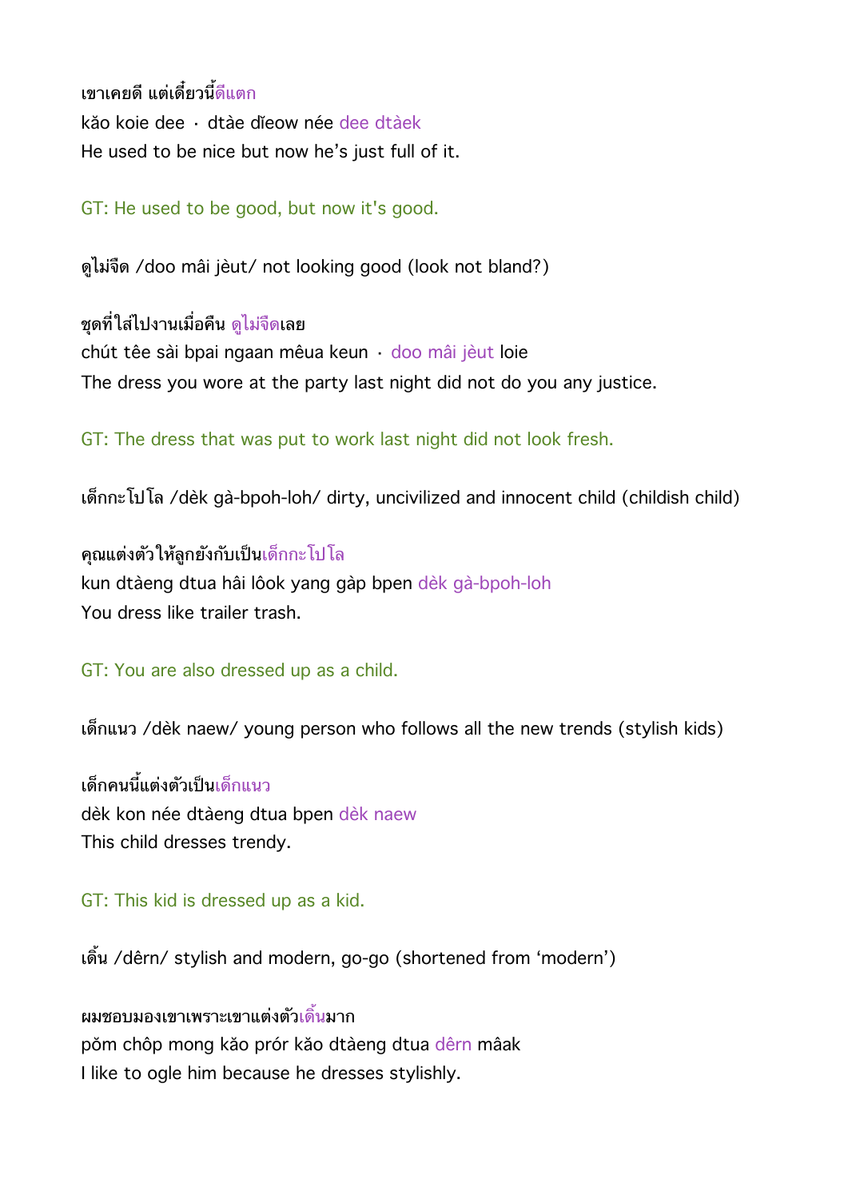เขาเคยดี แต่เดี๋ยวนี้ดีแตก
kăo koie dee · dtàe dĭeow née dee dtàek
He used to be nice but now he's just full of it.

GT: He used to be good, but now it's good.

ดูไม่จืด /doo mâi jèut/ not looking good (look not bland?)

ชุดที่ใส่ไปงานเมื่อคืน ดูไม่จืดเลย
chút têe sài bpai ngaan mêua keun · doo mâi jèut loie
The dress you wore at the party last night did not do you any justice.

GT: The dress that was put to work last night did not look fresh.

เด็กกะโปโล /dèk gà-bpoh-loh/ dirty, uncivilized and innocent child (childish child)

คุณแต่งตัวให้ลูกยังกับเป็นเด็กกะโปโล
kun dtàeng dtua hâi lôok yang gàp bpen dèk gà-bpoh-loh
You dress like trailer trash.

GT: You are also dressed up as a child.

เด็กแนว /dèk naew/ young person who follows all the new trends (stylish kids)

เด็กคนนี้แต่งตัวเป็นเด็กแนว
dèk kon née dtàeng dtua bpen dèk naew
This child dresses trendy.

GT: This kid is dressed up as a kid.

เดิ้น /dêrn/ stylish and modern, go-go (shortened from 'modern')

ผมชอบมองเขาเพราะเขาแต่งตัวเดิ้นมาก
pŏm chôp mong kăo prór kăo dtàeng dtua dêrn mâak
I like to ogle him because he dresses stylishly.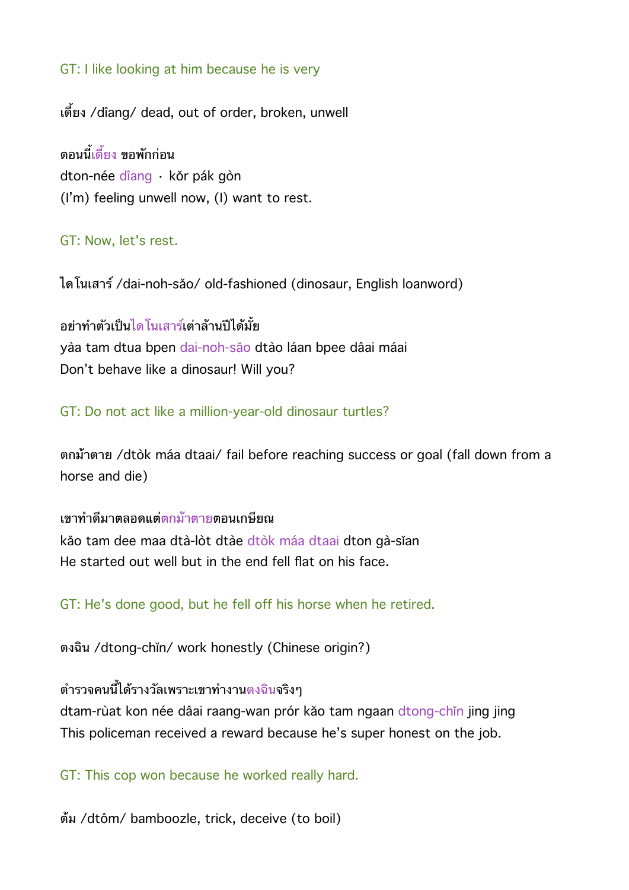GT: I like looking at him because he is very

เดี้ยง /dîang/ dead, out of order, broken, unwell

ตอนนี้เดี้ยง ขอพักก่อน
dton-née dîang · kŏr pák gòn
(I'm) feeling unwell now, (I) want to rest.

GT: Now, let's rest.

ไดโนเสาร์ /dai-noh-săo/ old-fashioned (dinosaur, English loanword)

อย่าทำตัวเป็นไดโนเสาร์เต่าล้านปีได้มั้ย
yàa tam dtua bpen dai-noh-săo dtào láan bpee dâai máai
Don't behave like a dinosaur! Will you?

GT: Do not act like a million-year-old dinosaur turtles?

ตกม้าตาย /dtòk máa dtaai/ fail before reaching success or goal (fall down from a horse and die)

เขาทำดีมาตลอดแต่ตกม้าตายตอนเกษียณ
kăo tam dee maa dtà-lòt dtàe dtòk máa dtaai dton gà-sĭan
He started out well but in the end fell flat on his face.

GT: He's done good, but he fell off his horse when he retired.

ตงฉิน /dtong-chĭn/ work honestly (Chinese origin?)

ตำรวจคนนี้ได้รางวัลเพราะเขาทำงานตงฉินจริงๆ
dtam-rùat kon née dâai raang-wan prór kăo tam ngaan dtong-chĭn jing jing
This policeman received a reward because he's super honest on the job.

GT: This cop won because he worked really hard.

ต้ม /dtôm/ bamboozle, trick, deceive (to boil)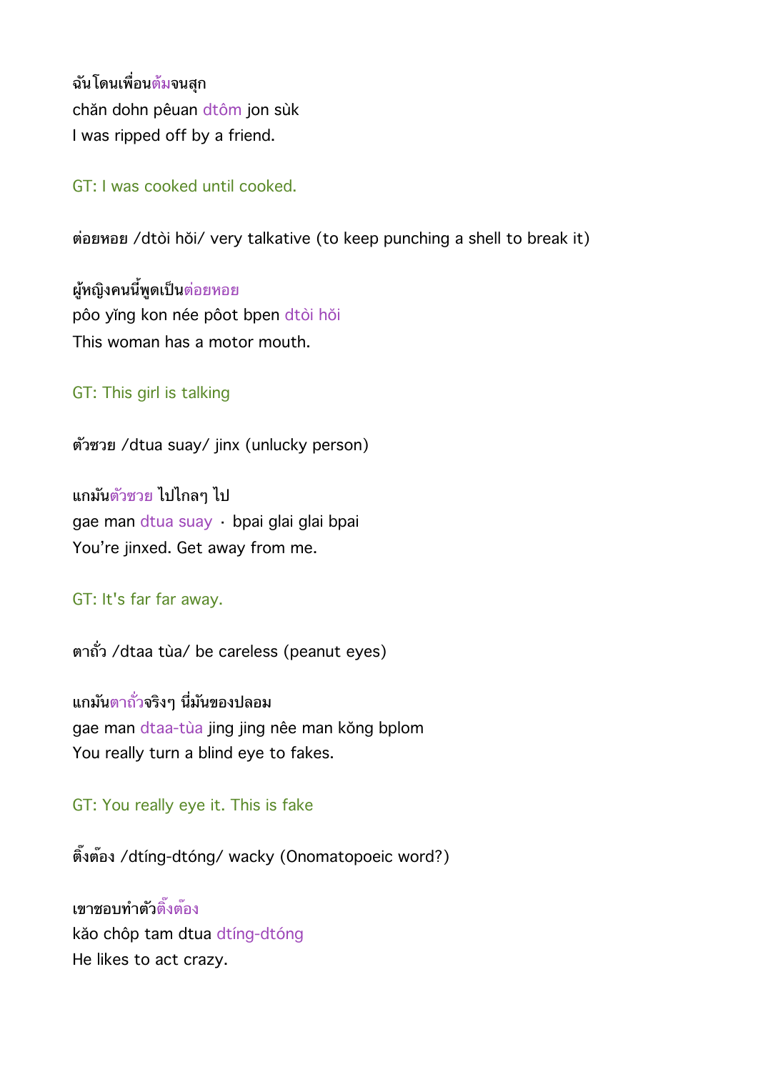ฉันโดนเพื่อนต้มจนสุก
chăn dohn pêuan dtôm jon sùk
I was ripped off by a friend.

GT: I was cooked until cooked.

ต่อยหอย /dtòi hŏi/ very talkative (to keep punching a shell to break it)

ผู้หญิงคนนี้พูดเป็นต่อยหอย
pôo yĭng kon née pôot bpen dtòi hŏi
This woman has a motor mouth.

GT: This girl is talking

ตัวซวย /dtua suay/ jinx (unlucky person)

แกมันตัวซวย ไปไกลๆ ไป
gae man dtua suay · bpai glai glai bpai
You're jinxed. Get away from me.

GT: It's far far away.

ตาถั่ว /dtaa tùa/ be careless (peanut eyes)

แกมันตาถั่วจริงๆ นี่มันของปลอม
gae man dtaa-tùa jing jing nêe man kŏng bplom
You really turn a blind eye to fakes.

GT: You really eye it. This is fake

ติ๊งต๊อง /dtíng-dtóng/ wacky (Onomatopoeic word?)

เขาชอบทำตัวติ๊งต๊อง
kăo chôp tam dtua dtíng-dtóng
He likes to act crazy.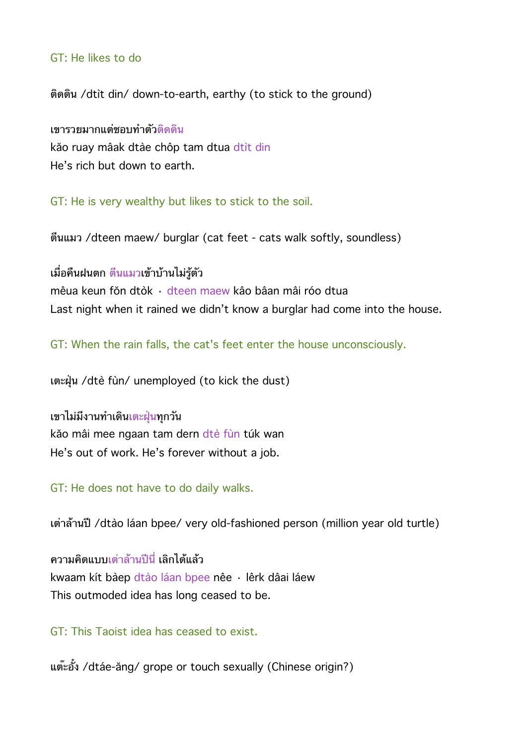GT: He likes to do

ติดดิน /dtìt din/ down-to-earth, earthy (to stick to the ground)

เขารวยมากแต่ชอบทำตัวติดดิน
kăo ruay mâak dtàe chôp tam dtua dtìt din
He's rich but down to earth.

GT: He is very wealthy but likes to stick to the soil.

ตีนแมว /dteen maew/ burglar (cat feet - cats walk softly, soundless)

เมื่อคืนฝนตก ตีนแมวเข้าบ้านไม่รู้ตัว
mêua keun fŏn dtòk · dteen maew kâo bâan mâi róo dtua
Last night when it rained we didn't know a burglar had come into the house.

GT: When the rain falls, the cat's feet enter the house unconsciously.

เตะฝุ่น /dtè fùn/ unemployed (to kick the dust)

เขาไม่มีงานทำเดินเตะฝุ่นทุกวัน
kăo mâi mee ngaan tam dern dtè fùn túk wan
He's out of work. He's forever without a job.

GT: He does not have to do daily walks.

เต่าล้านปี /dtào láan bpee/ very old-fashioned person (million year old turtle)

ความคิดแบบเต่าล้านปีนี่ เลิกได้แล้ว
kwaam kít bàep dtào láan bpee nêe · lêrk dâai láew
This outmoded idea has long ceased to be.

GT: This Taoist idea has ceased to exist.

แต๊ะอั๋ง /dtáe-ăng/ grope or touch sexually (Chinese origin?)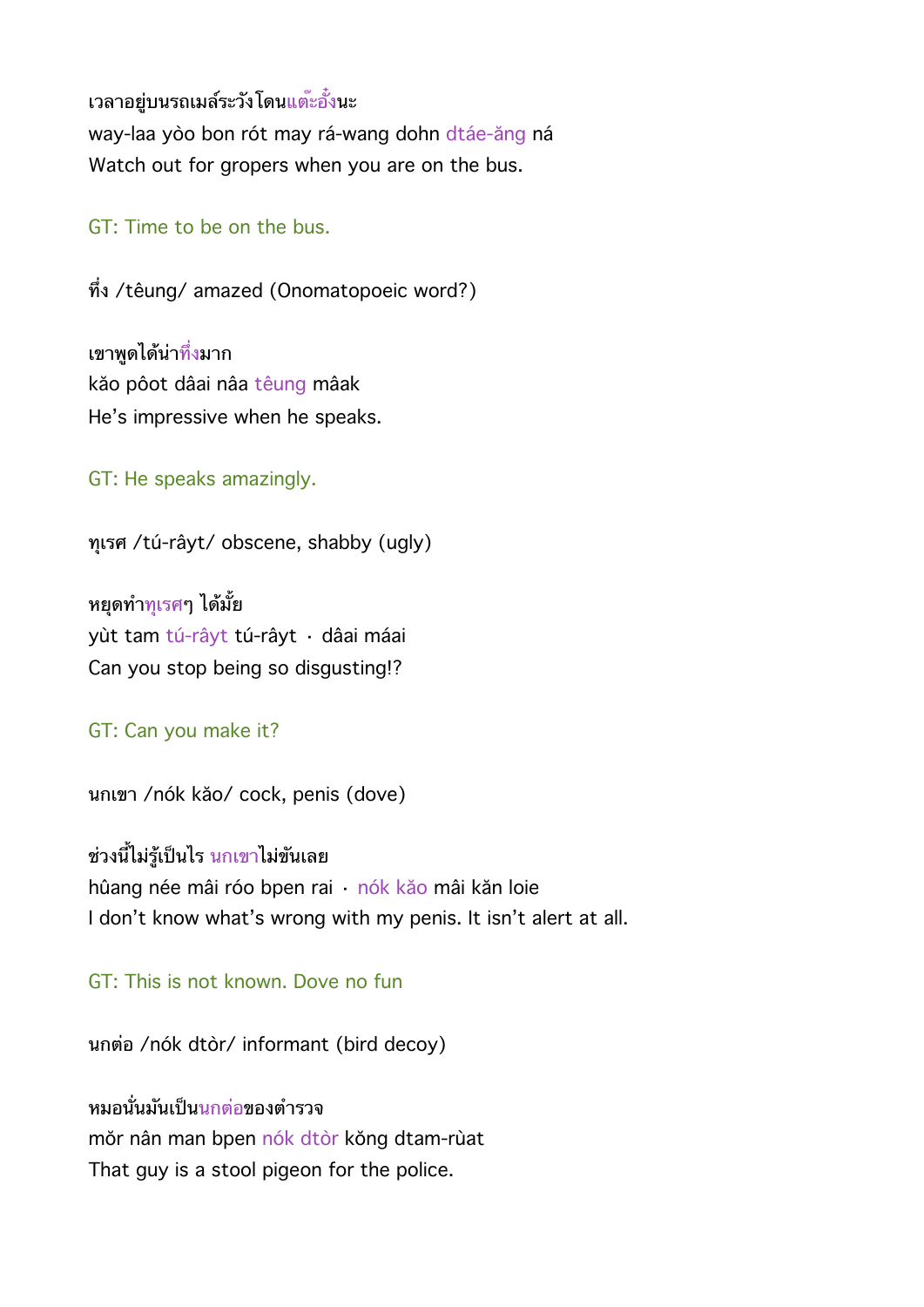เวลาอยู่บนรถเมล์ระวังโดนแต๊ะอั๋งนะ
way-laa yòo bon rót may rá-wang dohn dtáe-ăng ná
Watch out for gropers when you are on the bus.

GT: Time to be on the bus.

ทึ่ง /têung/ amazed (Onomatopoeic word?)

เขาพูดได้น่าทึ่งมาก
kăo pôot dâai nâa têung mâak
He's impressive when he speaks.

GT: He speaks amazingly.

ทุเรศ /tú-râyt/ obscene, shabby (ugly)

หยุดทำทุเรศๆ ได้มั้ย
yùt tam tú-râyt tú-râyt · dâai máai
Can you stop being so disgusting!?

GT: Can you make it?

นกเขา /nók kăo/ cock, penis (dove)

ช่วงนี้ไม่รู้เป็นไร นกเขาไม่ขันเลย
hûang née mâi róo bpen rai · nók kăo mâi kăn loie
I don't know what's wrong with my penis. It isn't alert at all.

GT: This is not known. Dove no fun

นกต่อ /nók dtòr/ informant (bird decoy)

หมอนั่นมันเป็นนกต่อของตำรวจ
mŏr nân man bpen nók dtòr kŏng dtam-rùat
That guy is a stool pigeon for the police.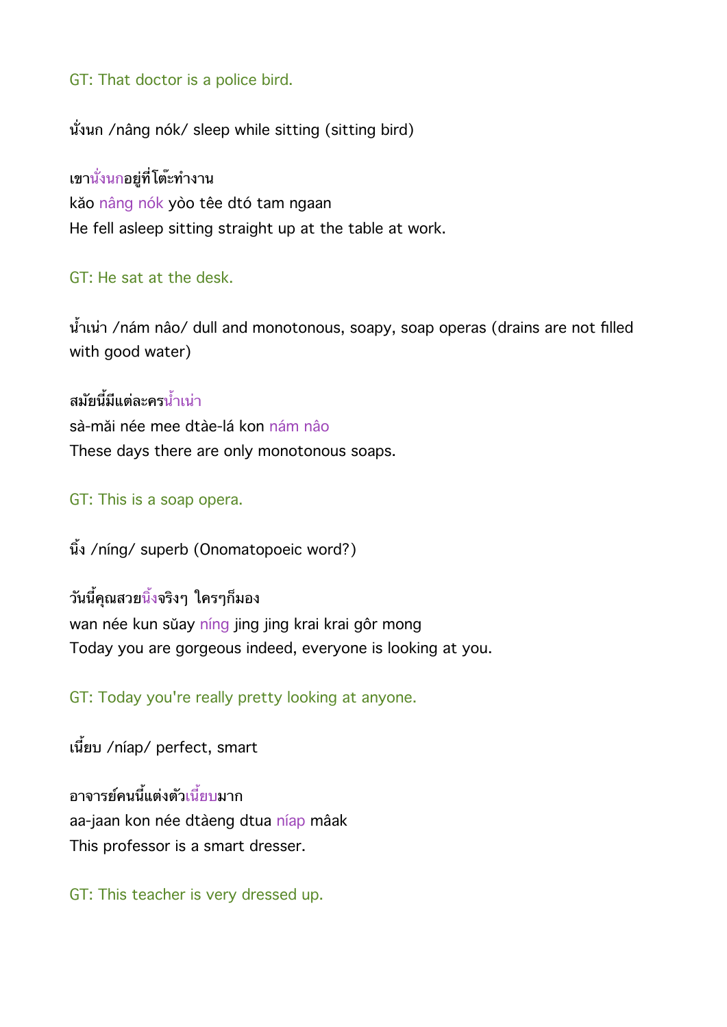GT: That doctor is a police bird.

นั่งนก /nâng nók/ sleep while sitting (sitting bird)

เขานั่งนกอยู่ที่โต๊ะทำงาน
kăo nâng nók yòo têe dtó tam ngaan
He fell asleep sitting straight up at the table at work.

GT: He sat at the desk.

น้ำเน่า /nám nâo/ dull and monotonous, soapy, soap operas (drains are not filled with good water)

สมัยนี้มีแต่ละครน้ำเน่า
sà-măi née mee dtàe-lá kon nám nâo
These days there are only monotonous soaps.

GT: This is a soap opera.

นิ้ง /níng/ superb (Onomatopoeic word?)

วันนี้คุณสวยนิ้งจริงๆ ใครๆก็มอง
wan née kun sŭay níng jing jing krai krai gôr mong
Today you are gorgeous indeed, everyone is looking at you.

GT: Today you're really pretty looking at anyone.

เนี้ยบ /níap/ perfect, smart

อาจารย์คนนี้แต่งตัวเนี้ยบมาก
aa-jaan kon née dtàeng dtua níap mâak
This professor is a smart dresser.

GT: This teacher is very dressed up.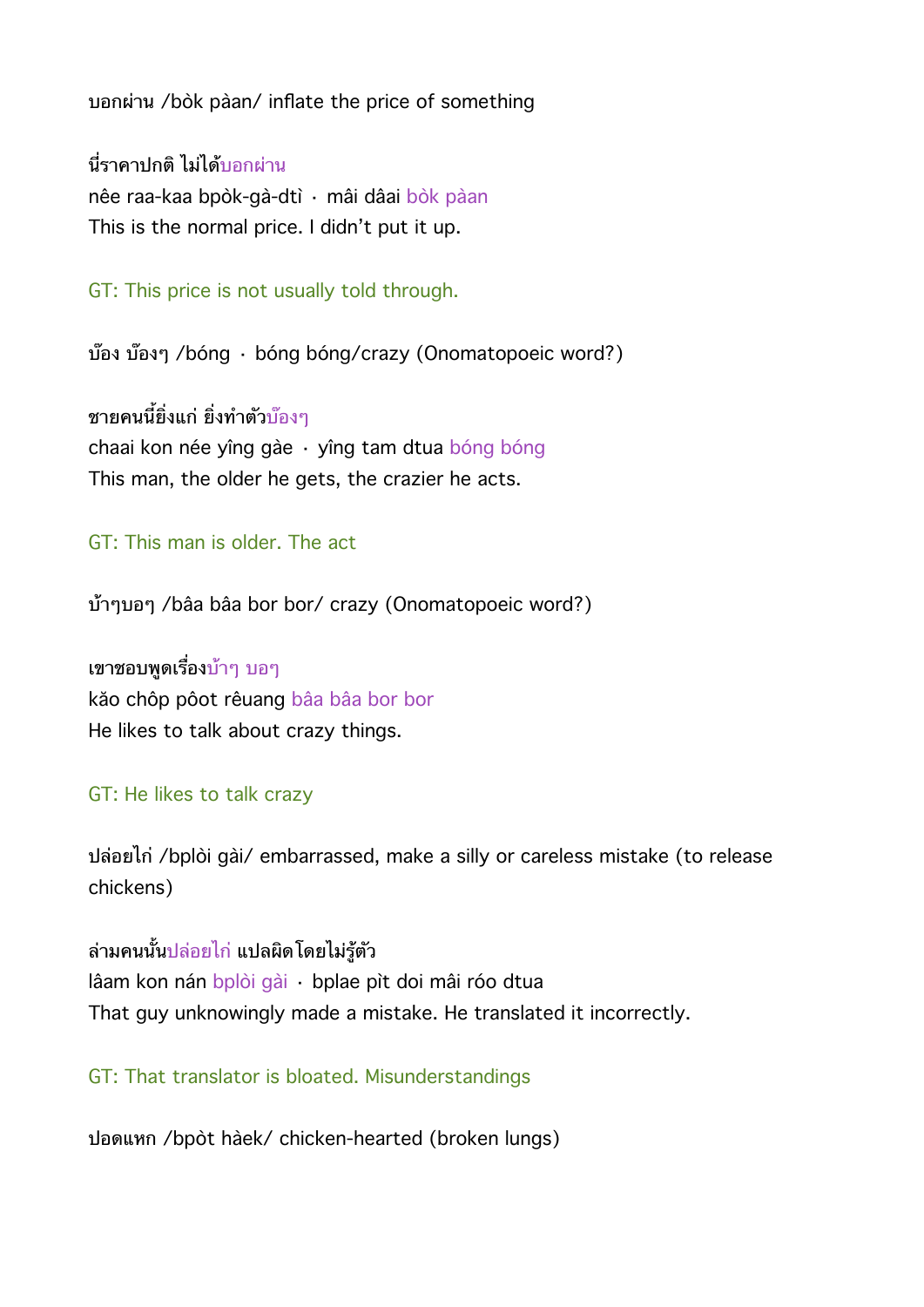บอกผ่าน /bòk pàan/ inflate the price of something

นี่ราคาปกติ ไม่ได้บอกผ่าน
nêe raa-kaa bpòk-gà-dtì · mâi dâai bòk pàan
This is the normal price. I didn't put it up.

GT: This price is not usually told through.

บ๊อง บ๊องๆ /bóng · bóng bóng/crazy (Onomatopoeic word?)

ชายคนนี้ยิ่งแก่ ยิ่งทำตัวบ๊องๆ
chaai kon née yîng gàe · yîng tam dtua bóng bóng
This man, the older he gets, the crazier he acts.

GT: This man is older. The act

บ้าๆบอๆ /bâa bâa bor bor/ crazy (Onomatopoeic word?)

เขาชอบพูดเรื่องบ้าๆ บอๆ
kăo chôp pôot rêuang bâa bâa bor bor
He likes to talk about crazy things.

GT: He likes to talk crazy

ปล่อยไก่ /bplòi gài/ embarrassed, make a silly or careless mistake (to release chickens)

ล่ามคนนั้นปล่อยไก่ แปลผิดโดยไม่รู้ตัว
lâam kon nán bplòi gài · bplae pìt doi mâi róo dtua
That guy unknowingly made a mistake. He translated it incorrectly.

GT: That translator is bloated. Misunderstandings

ปอดแหก /bpòt hàek/ chicken-hearted (broken lungs)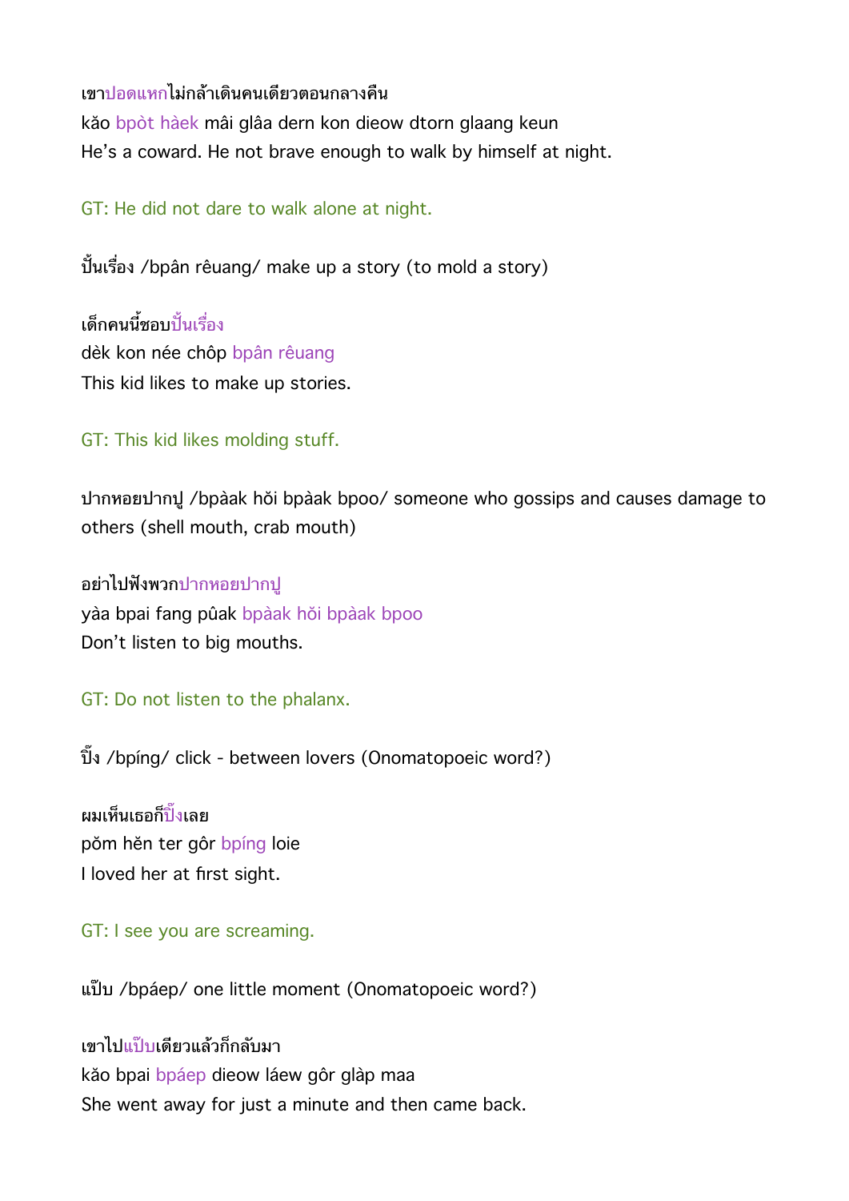เขาปอดแหกไม่กล้าเดินคนเดียวตอนกลางคืน
kǎo bpòt hàek mâi glâa dern kon dieow dtorn glaang keun
He's a coward. He not brave enough to walk by himself at night.

GT: He did not dare to walk alone at night.

ปั้นเรื่อง /bpân rêuang/ make up a story (to mold a story)

เด็กคนนี้ชอบปั้นเรื่อง
dèk kon née chôp bpân rêuang
This kid likes to make up stories.

GT: This kid likes molding stuff.

ปากหอยปากปู /bpàak hŏi bpàak bpoo/ someone who gossips and causes damage to others (shell mouth, crab mouth)

อย่าไปฟังพวกปากหอยปากปู
yàa bpai fang pûak bpàak hŏi bpàak bpoo
Don't listen to big mouths.

GT: Do not listen to the phalanx.

ปิ๊ง /bpíng/ click - between lovers (Onomatopoeic word?)

ผมเห็นเธอก็ปิ๊งเลย
pŏm hĕn ter gôr bpíng loie
I loved her at first sight.

GT: I see you are screaming.

แป๊บ /bpáep/ one little moment (Onomatopoeic word?)

เขาไปแป๊บเดียวแล้วก็กลับมา
kǎo bpai bpáep dieow láew gôr glàp maa
She went away for just a minute and then came back.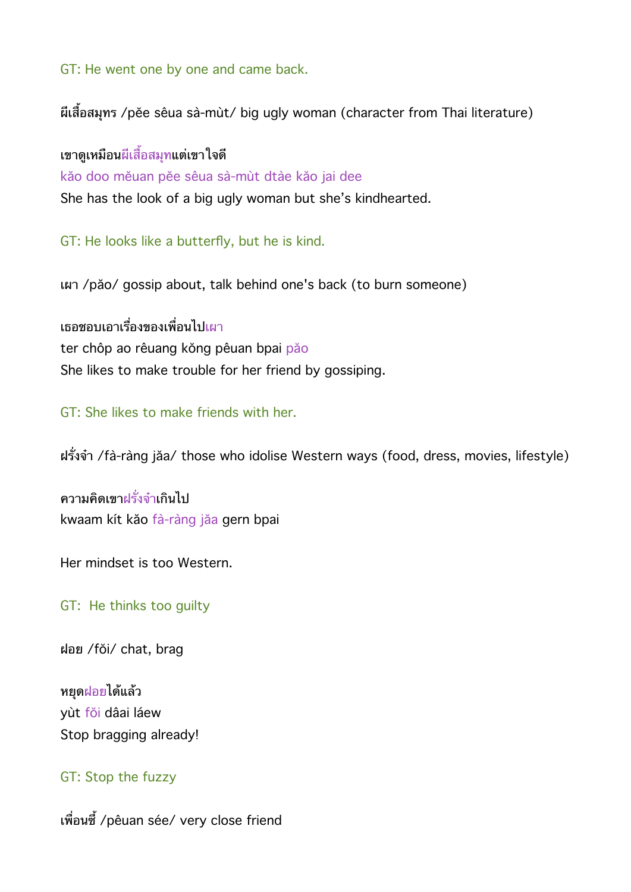GT: He went one by one and came back.

ผีเสื้อสมุทร /pĕe sêua sà-mùt/ big ugly woman (character from Thai literature)

เขาดูเหมือนผีเสื้อสมุทแต่เขาใจดี
kăo doo mĕuan pĕe sêua sà-mùt dtàe kăo jai dee
She has the look of a big ugly woman but she's kindhearted.

GT: He looks like a butterfly, but he is kind.

เผา /păo/ gossip about, talk behind one's back (to burn someone)

เธอชอบเอาเรื่องของเพื่อนไปเผา
ter chôp ao rêuang kŏng pêuan bpai păo
She likes to make trouble for her friend by gossiping.

GT: She likes to make friends with her.

ฝรั่งจ๋า /fà-ràng jăa/ those who idolise Western ways (food, dress, movies, lifestyle)

ความคิดเขาฝรั่งจ๋าเกินไป
kwaam kít kăo fà-ràng jăa gern bpai

Her mindset is too Western.

GT: He thinks too guilty

ฝอย /fŏi/ chat, brag

หยุดฝอยได้แล้ว
yùt fŏi dâai láew
Stop bragging already!

GT: Stop the fuzzy

เพื่อนซี้ /pêuan sée/ very close friend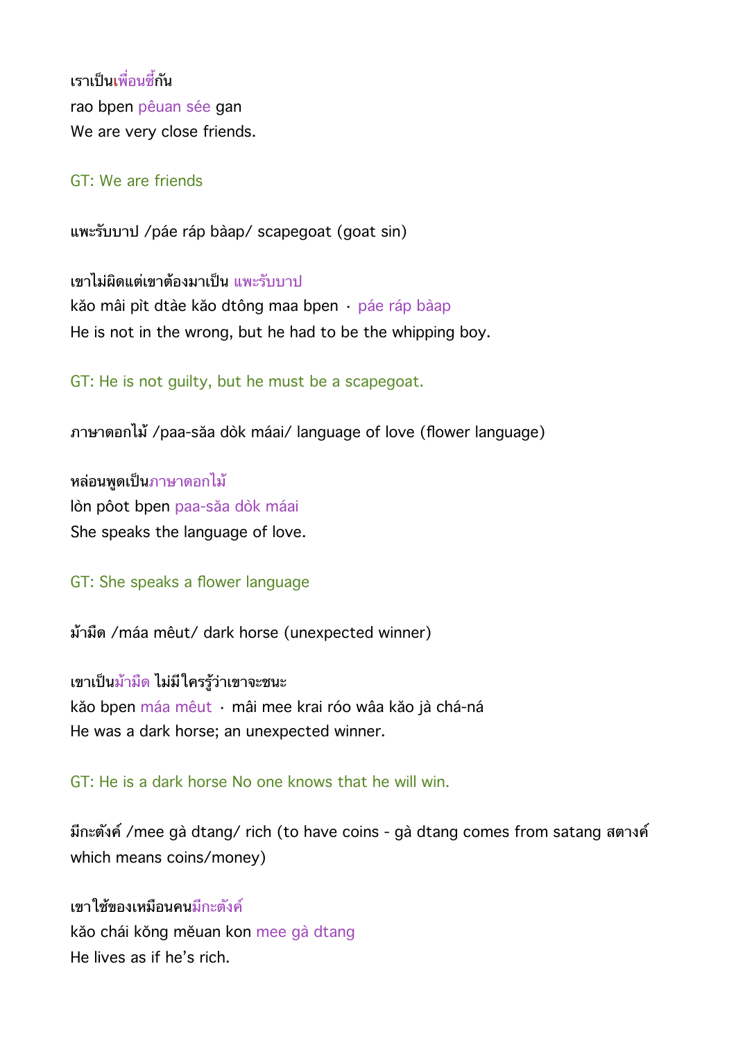เราเป็นเพื่อนซี้กัน
rao bpen pêuan sée gan
We are very close friends.

GT: We are friends

แพะรับบาป /páe ráp bàap/ scapegoat (goat sin)

เขาไม่ผิดแต่เขาต้องมาเป็น แพะรับบาป
kăo mâi pìt dtàe kăo dtông maa bpen · páe ráp bàap
He is not in the wrong, but he had to be the whipping boy.

GT: He is not guilty, but he must be a scapegoat.

ภาษาดอกไม้ /paa-săa dòk máai/ language of love (flower language)

หล่อนพูดเป็นภาษาดอกไม้
lòn pôot bpen paa-săa dòk máai
She speaks the language of love.

GT: She speaks a flower language

ม้ามืด /máa mêut/ dark horse (unexpected winner)

เขาเป็นม้ามืด ไม่มีใครรู้ว่าเขาจะชนะ
kăo bpen máa mêut · mâi mee krai róo wâa kăo jà chá-ná
He was a dark horse; an unexpected winner.

GT: He is a dark horse No one knows that he will win.

มีกะตังค์ /mee gà dtang/ rich (to have coins - gà dtang comes from satang สตางค์ which means coins/money)

เขาใช้ของเหมือนคนมีกะตังค์
kăo chái kŏng mĕuan kon mee gà dtang
He lives as if he’s rich.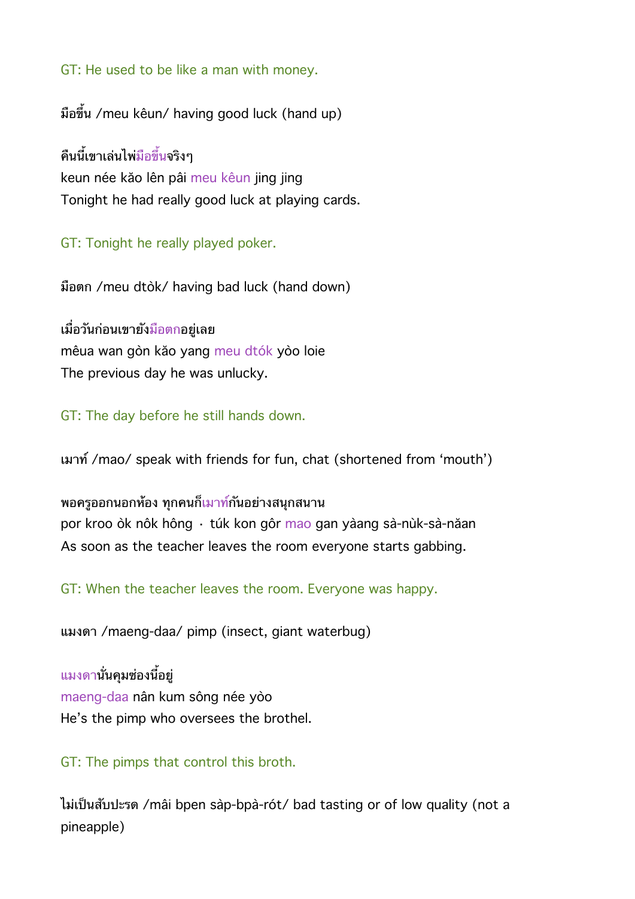GT: He used to be like a man with money.

มือขึ้น /meu kêun/ having good luck (hand up)

คืนนี้เขาเล่นไพ่มือขึ้นจริงๆ
keun née kăo lên pâi meu kêun jing jing
Tonight he had really good luck at playing cards.

GT: Tonight he really played poker.

มือตก /meu dtòk/ having bad luck (hand down)

เมื่อวันก่อนเขายังมือตกอยู่เลย
mêua wan gòn kăo yang meu dtók yòo loie
The previous day he was unlucky.

GT: The day before he still hands down.

เมาท์ /mao/ speak with friends for fun, chat (shortened from 'mouth')

พอครูออกนอกห้อง ทุกคนก็เมาท์กันอย่างสนุกสนาน
por kroo òk nôk hông · túk kon gôr mao gan yàang sà-nùk-sà-năan
As soon as the teacher leaves the room everyone starts gabbing.

GT: When the teacher leaves the room. Everyone was happy.

แมงดา /maeng-daa/ pimp (insect, giant waterbug)

แมงดานั่นคุมซ่องนี้อยู่
maeng-daa nân kum sông née yòo
He's the pimp who oversees the brothel.

GT: The pimps that control this broth.

ไม่เป็นสับปะรด /mâi bpen sàp-bpà-rót/ bad tasting or of low quality (not a pineapple)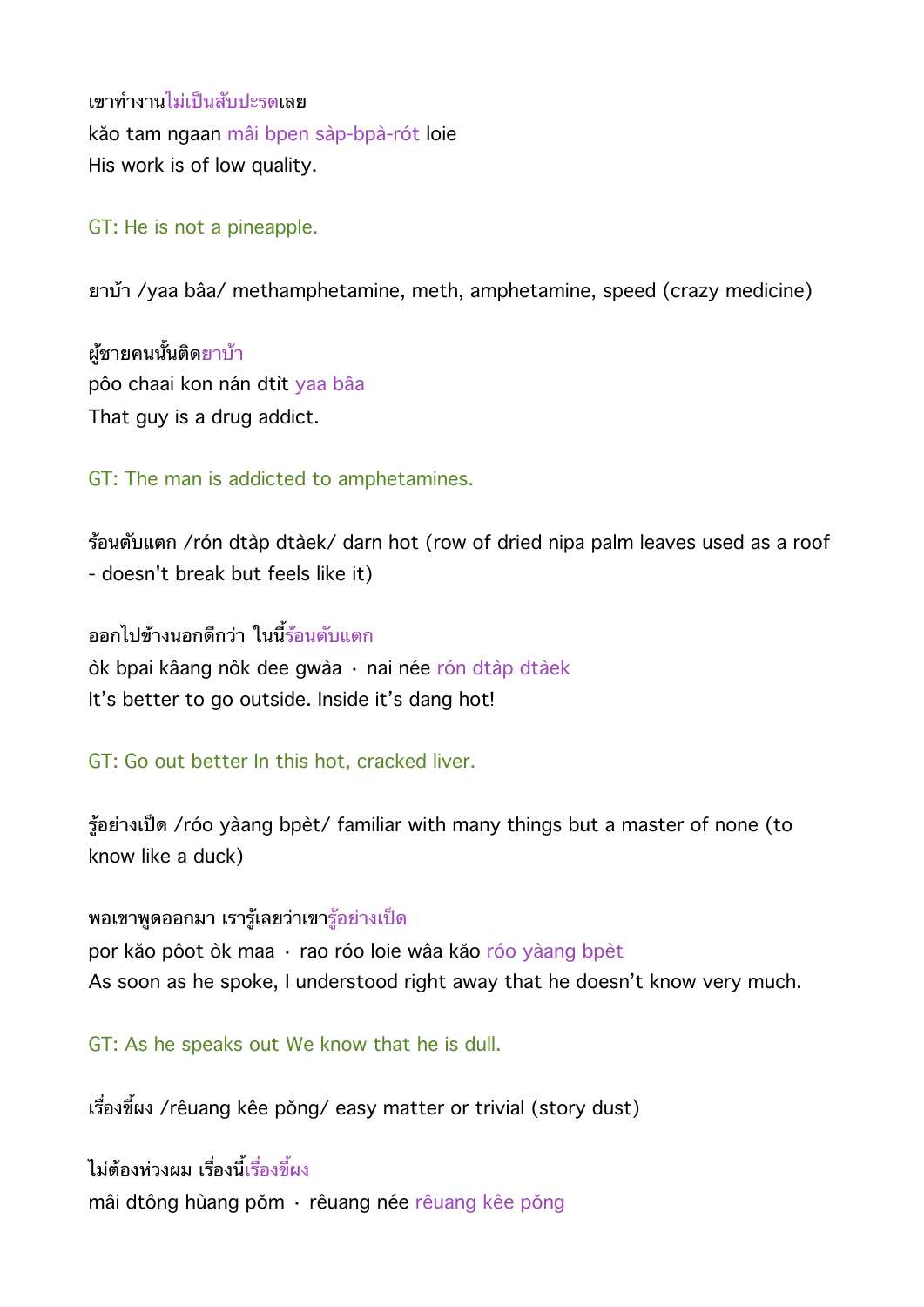เขาทำงานไม่เป็นสับปะรดเลย
kăo tam ngaan mâi bpen sàp-bpà-rót loie
His work is of low quality.

GT: He is not a pineapple.

ยาบ้า /yaa bâa/ methamphetamine, meth, amphetamine, speed (crazy medicine)

ผู้ชายคนนั้นติดยาบ้า
pôo chaai kon nán dtìt yaa bâa
That guy is a drug addict.

GT: The man is addicted to amphetamines.

ร้อนตับแตก /rón dtàp dtàek/ darn hot (row of dried nipa palm leaves used as a roof - doesn't break but feels like it)

ออกไปข้างนอกดีกว่า ในนี้ร้อนตับแตก
òk bpai kâang nôk dee gwàa · nai née rón dtàp dtàek
It's better to go outside. Inside it's dang hot!

GT: Go out better In this hot, cracked liver.

รู้อย่างเป็ด /róo yàang bpèt/ familiar with many things but a master of none (to know like a duck)

พอเขาพูดออกมา เรารู้เลยว่าเขารู้อย่างเป็ด
por kăo pôot òk maa · rao róo loie wâa kăo róo yàang bpèt
As soon as he spoke, I understood right away that he doesn't know very much.

GT: As he speaks out We know that he is dull.

เรื่องขี้ผง /rêuang kêe pŏng/ easy matter or trivial (story dust)

ไม่ต้องห่วงผม เรื่องนี้เรื่องขี้ผง
mâi dtông hùang pŏm · rêuang née rêuang kêe pŏng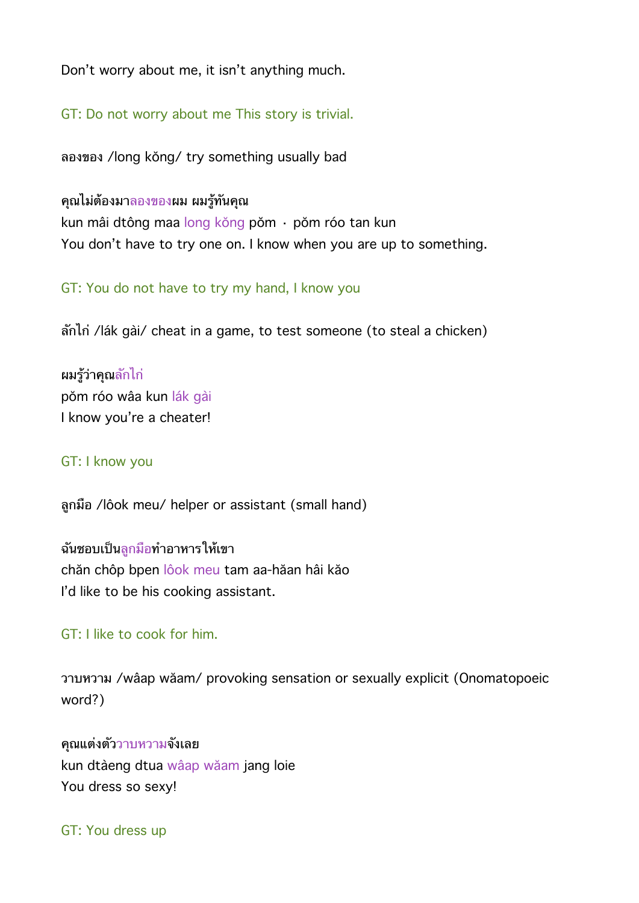Don't worry about me, it isn't anything much.

GT: Do not worry about me This story is trivial.

ลองของ /long kǒng/ try something usually bad

คุณไม่ต้องมาลองของผม ผมรู้ทันคุณ
kun mâi dtông maa long kǒng pǒm · pǒm róo tan kun
You don't have to try one on. I know when you are up to something.

GT: You do not have to try my hand, I know you

ลักไก่ /lák gài/ cheat in a game, to test someone (to steal a chicken)

ผมรู้ว่าคุณลักไก่
pǒm róo wâa kun lák gài
I know you're a cheater!

GT: I know you

ลูกมือ /lôok meu/ helper or assistant (small hand)

ฉันชอบเป็นลูกมือทำอาหารให้เขา
chǎn chôp bpen lôok meu tam aa-hǎan hâi kǎo
I'd like to be his cooking assistant.

GT: I like to cook for him.

วาบหวาม /wâap wǎam/ provoking sensation or sexually explicit (Onomatopoeic word?)

คุณแต่งตัววาบหวามจังเลย
kun dtàeng dtua wâap wǎam jang loie
You dress so sexy!

GT: You dress up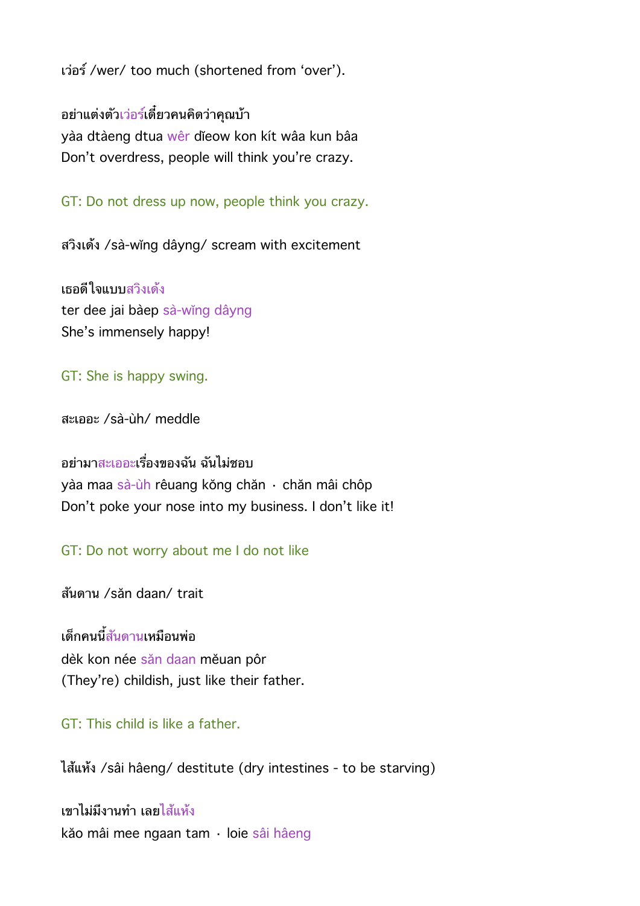เว่อร์ /wer/ too much (shortened from 'over').

อย่าแต่งตัวเว่อร์เดี๋ยวคนคิดว่าคุณบ้า
yàa dtàeng dtua wêr dĭeow kon kít wâa kun bâa
Don't overdress, people will think you're crazy.

GT: Do not dress up now, people think you crazy.

สวิงเด้ง /sà-wĭng dâyng/ scream with excitement

เธอดีใจแบบสวิงเด้ง
ter dee jai bàep sà-wĭng dâyng
She's immensely happy!

GT: She is happy swing.

สะเออะ /sà-ùh/ meddle

อย่ามาสะเออะเรื่องของฉัน ฉันไม่ชอบ
yàa maa sà-ùh rêuang kŏng chăn · chăn mâi chôp
Don't poke your nose into my business. I don't like it!

GT: Do not worry about me I do not like

สันดาน /săn daan/ trait

เด็กคนนี้สันดานเหมือนพ่อ
dèk kon née săn daan mĕuan pôr
(They're) childish, just like their father.

GT: This child is like a father.

ไส้แห้ง /sâi hâeng/ destitute (dry intestines - to be starving)

เขาไม่มีงานทำ เลยไส้แห้ง
kăo mâi mee ngaan tam · loie sâi hâeng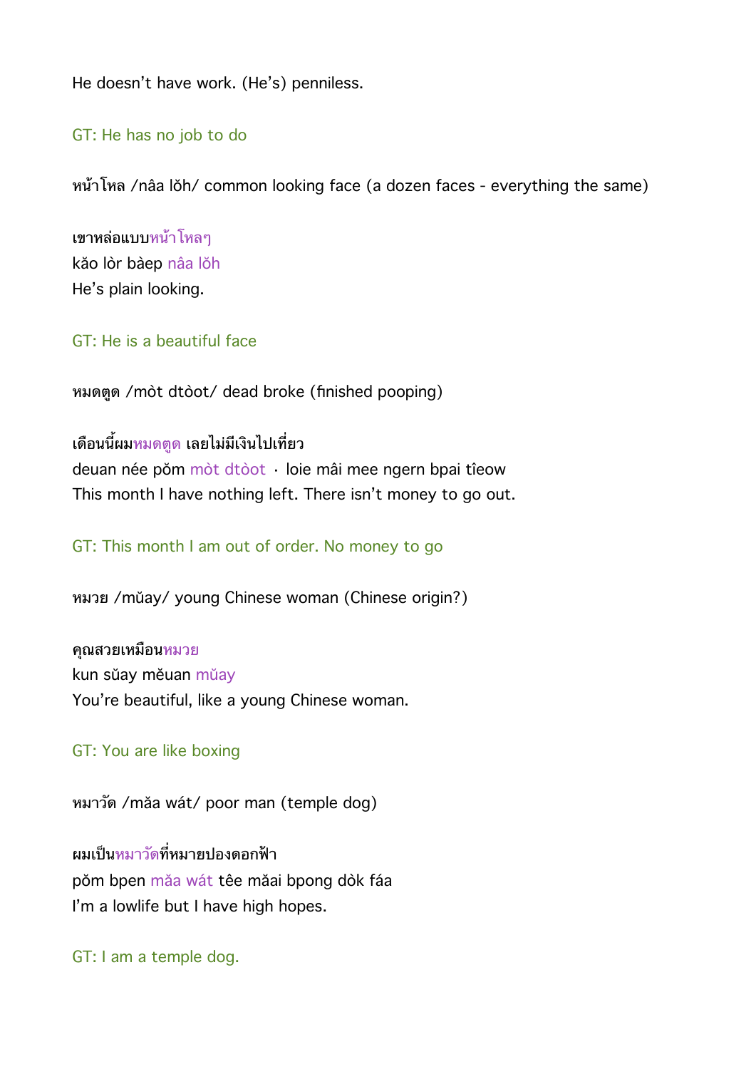He doesn't have work. (He's) penniless.

GT: He has no job to do

หน้าโหล /nâa lŏh/ common looking face (a dozen faces - everything the same)

เขาหล่อแบบหน้าโหลๆ
kăo lòr bàep nâa lŏh
He's plain looking.

GT: He is a beautiful face

หมดตูด /mòt dtòot/ dead broke (finished pooping)

เดือนนี้ผมหมดตูด เลยไม่มีเงินไปเที่ยว
deuan née pŏm mòt dtòot · loie mâi mee ngern bpai tîeow
This month I have nothing left. There isn't money to go out.

GT: This month I am out of order. No money to go

หมวย /mŭay/ young Chinese woman (Chinese origin?)

คุณสวยเหมือนหมวย
kun sŭay mĕuan mŭay
You're beautiful, like a young Chinese woman.

GT: You are like boxing

หมาวัด /mă̆a wát/ poor man (temple dog)

ผมเป็นหมาวัดที่หมายปองดอกฟ้า
pŏm bpen mă̆a wát têe măai bpong dòk fáa
I'm a lowlife but I have high hopes.

GT: I am a temple dog.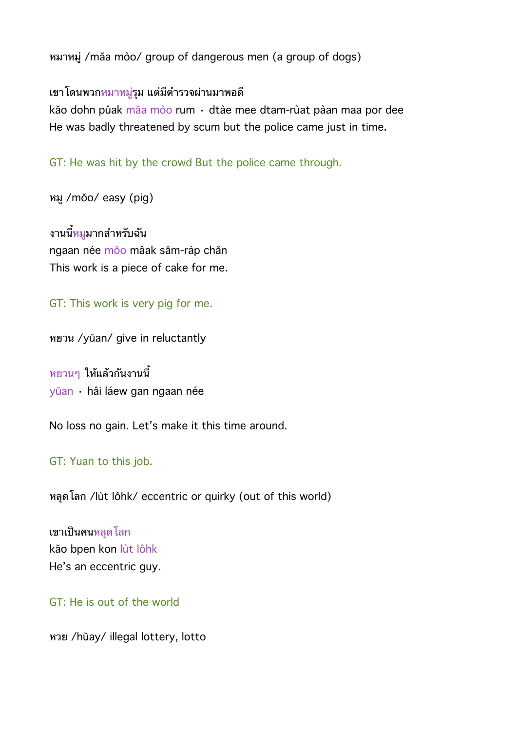หมาหมู่ /măa mòo/ group of dangerous men (a group of dogs)

เขาโดนพวกหมาหมู่รุม แต่มีตำรวจผ่านมาพอดี
kăo dohn pûak măa mòo rum · dtàe mee dtam-rùat pàan maa por dee
He was badly threatened by scum but the police came just in time.

GT: He was hit by the crowd But the police came through.

หมู /mŏo/ easy (pig)

งานนี้หมูมากสำหรับฉัน
ngaan née mŏo mâak săm-ràp chăn
This work is a piece of cake for me.

GT: This work is very pig for me.

หยวน /yŭan/ give in reluctantly

หยวนๆ ให้แล้วกันงานนี้
yŭan · hâi láew gan ngaan née

No loss no gain. Let's make it this time around.

GT: Yuan to this job.

หลุดโลก /lùt lôhk/ eccentric or quirky (out of this world)

เขาเป็นคนหลุดโลก
kăo bpen kon lùt lôhk
He's an eccentric guy.

GT: He is out of the world

หวย /hŭay/ illegal lottery, lotto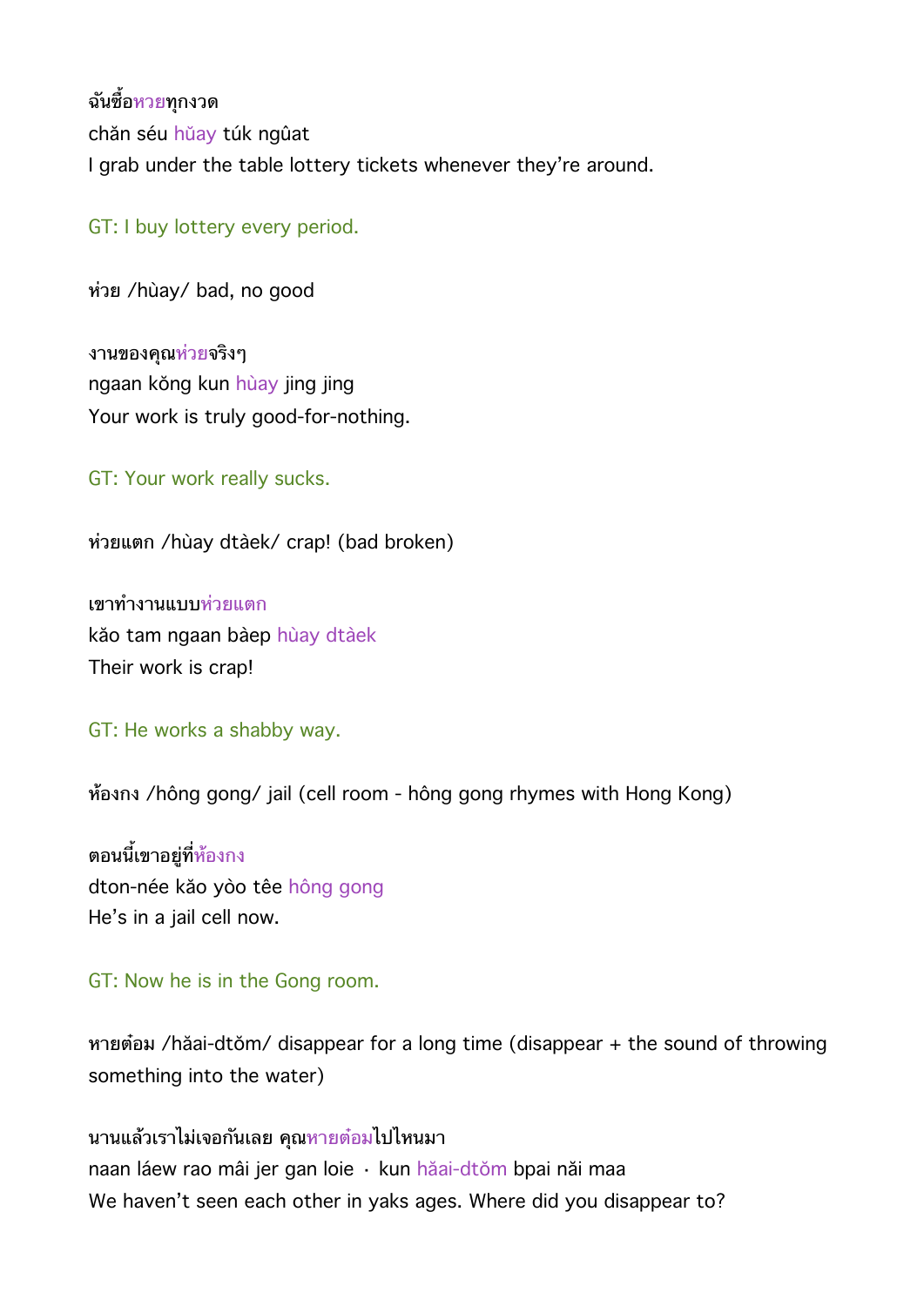ฉันซื้อหวยทุกงวด
chăn séu hŭay túk ngûat
I grab under the table lottery tickets whenever they're around.

GT: I buy lottery every period.

ห่วย /hùay/ bad, no good

งานของคุณห่วยจริงๆ
ngaan kŏng kun hùay jing jing
Your work is truly good-for-nothing.

GT: Your work really sucks.

ห่วยแตก /hùay dtàek/ crap! (bad broken)

เขาทำงานแบบห่วยแตก
kăo tam ngaan bàep hùay dtàek
Their work is crap!

GT: He works a shabby way.

ห้องกง /hông gong/ jail (cell room - hông gong rhymes with Hong Kong)

ตอนนี้เขาอยู่ที่ห้องกง
dton-née kăo yòo têe hông gong
He's in a jail cell now.

GT: Now he is in the Gong room.

หายต๋อม /hăai-dtŏm/ disappear for a long time (disappear + the sound of throwing something into the water)

นานแล้วเราไม่เจอกันเลย คุณหายต๋อมไปไหนมา
naan láew rao mâi jer gan loie · kun hăai-dtŏm bpai năi maa
We haven't seen each other in yaks ages. Where did you disappear to?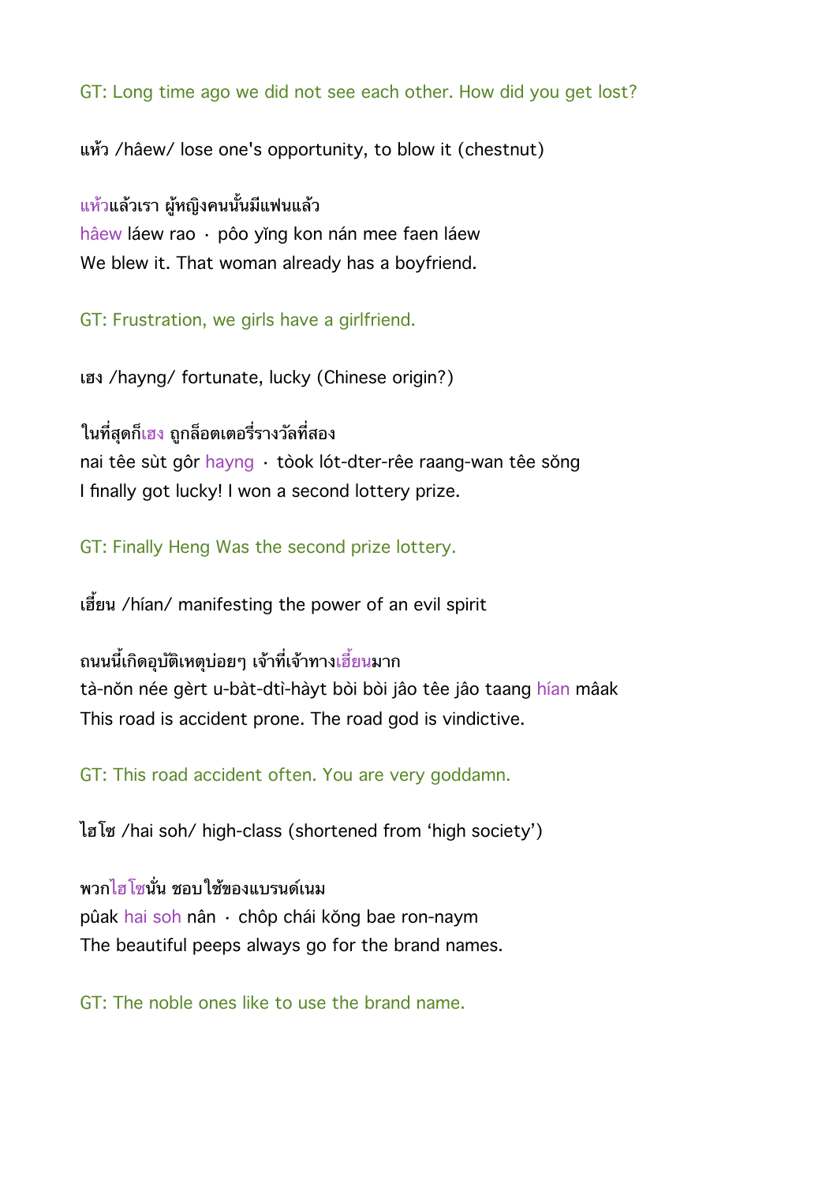GT: Long time ago we did not see each other. How did you get lost?

แห้ว /hâew/ lose one's opportunity, to blow it (chestnut)

แห้วแล้วเรา ผู้หญิงคนนั้นมีแฟนแล้ว
hâew láew rao · pôo yǐng kon nán mee faen láew
We blew it. That woman already has a boyfriend.

GT: Frustration, we girls have a girlfriend.

เฮง /hayng/ fortunate, lucky (Chinese origin?)

ในที่สุดก็เฮง ถูกล็อตเตอรี่รางวัลที่สอง
nai têe sùt gôr hayng · tòok lót-dter-rêe raang-wan têe sǒng
I finally got lucky! I won a second lottery prize.

GT: Finally Heng Was the second prize lottery.

เฮี้ยน /hían/ manifesting the power of an evil spirit

ถนนนี้เกิดอุบัติเหตุบ่อยๆ เจ้าที่เจ้าทางเฮี้ยนมาก
tà-nǒn née gèrt u-bàt-dtì-hàyt bòi bòi jâo têe jâo taang hían mâak
This road is accident prone. The road god is vindictive.

GT: This road accident often. You are very goddamn.

ไฮโซ /hai soh/ high-class (shortened from 'high society')

พวกไฮโซนั่น ชอบใช้ของแบรนด์เนม
pûak hai soh nân · chôp chái kǒng bae ron-naym
The beautiful peeps always go for the brand names.

GT: The noble ones like to use the brand name.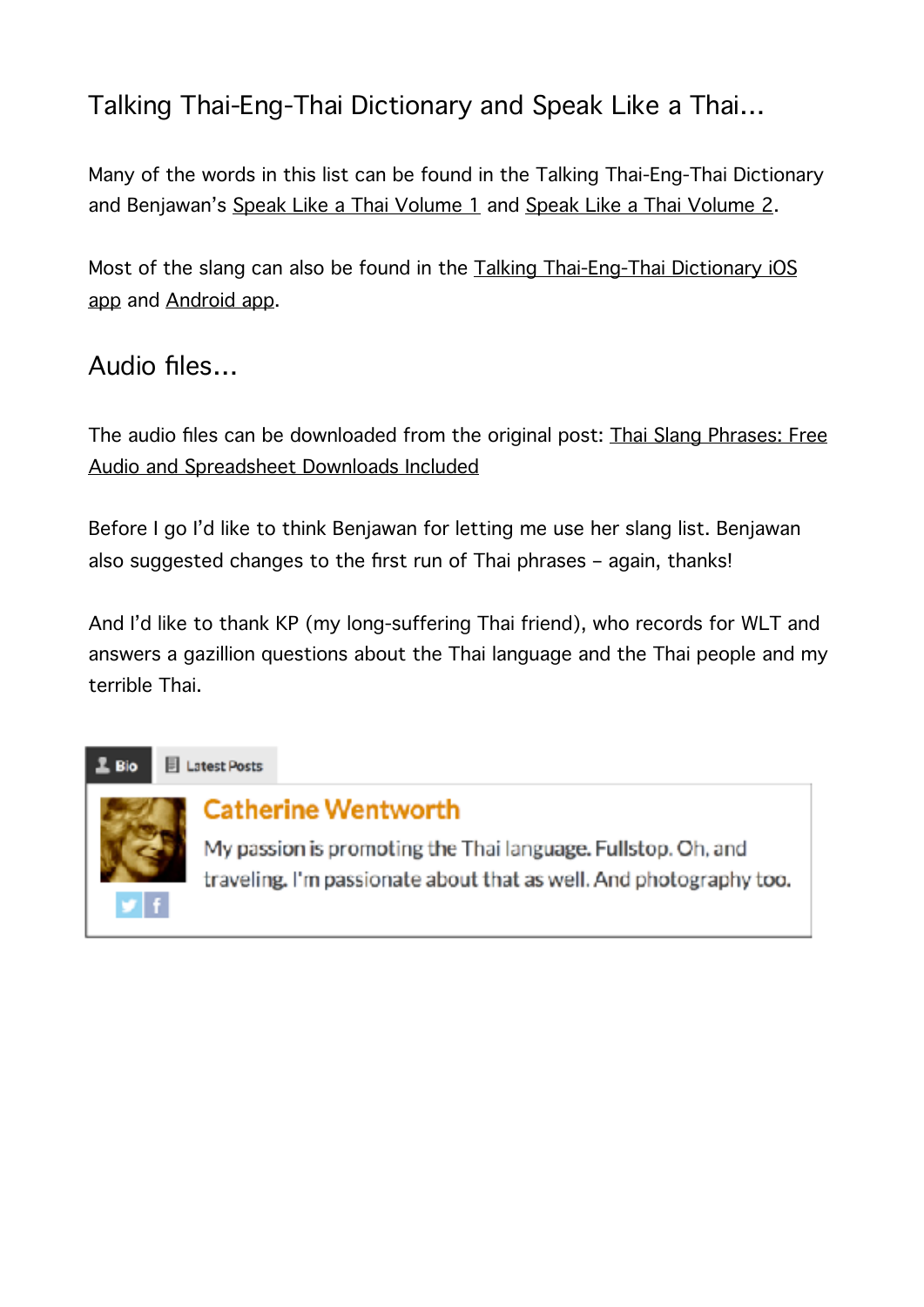## Talking Thai-Eng-Thai Dictionary and Speak Like a Thai…

Many of the words in this list can be found in the Talking Thai-Eng-Thai Dictionary and Benjawan's Speak Like a Thai Volume 1 and Speak Like a Thai Volume 2.

Most of the slang can also be found in the Talking Thai-Eng-Thai Dictionary iOS app and Android app.

## Audio files…

The audio files can be downloaded from the original post: Thai Slang Phrases: Free Audio and Spreadsheet Downloads Included

Before I go I'd like to think Benjawan for letting me use her slang list. Benjawan also suggested changes to the first run of Thai phrases – again, thanks!

And I'd like to thank KP (my long-suffering Thai friend), who records for WLT and answers a gazillion questions about the Thai language and the Thai people and my terrible Thai.

Bio | Latest Posts

**Catherine Wentworth**

My passion is promoting the Thai language. Fullstop. Oh, and traveling. I'm passionate about that as well. And photography too.